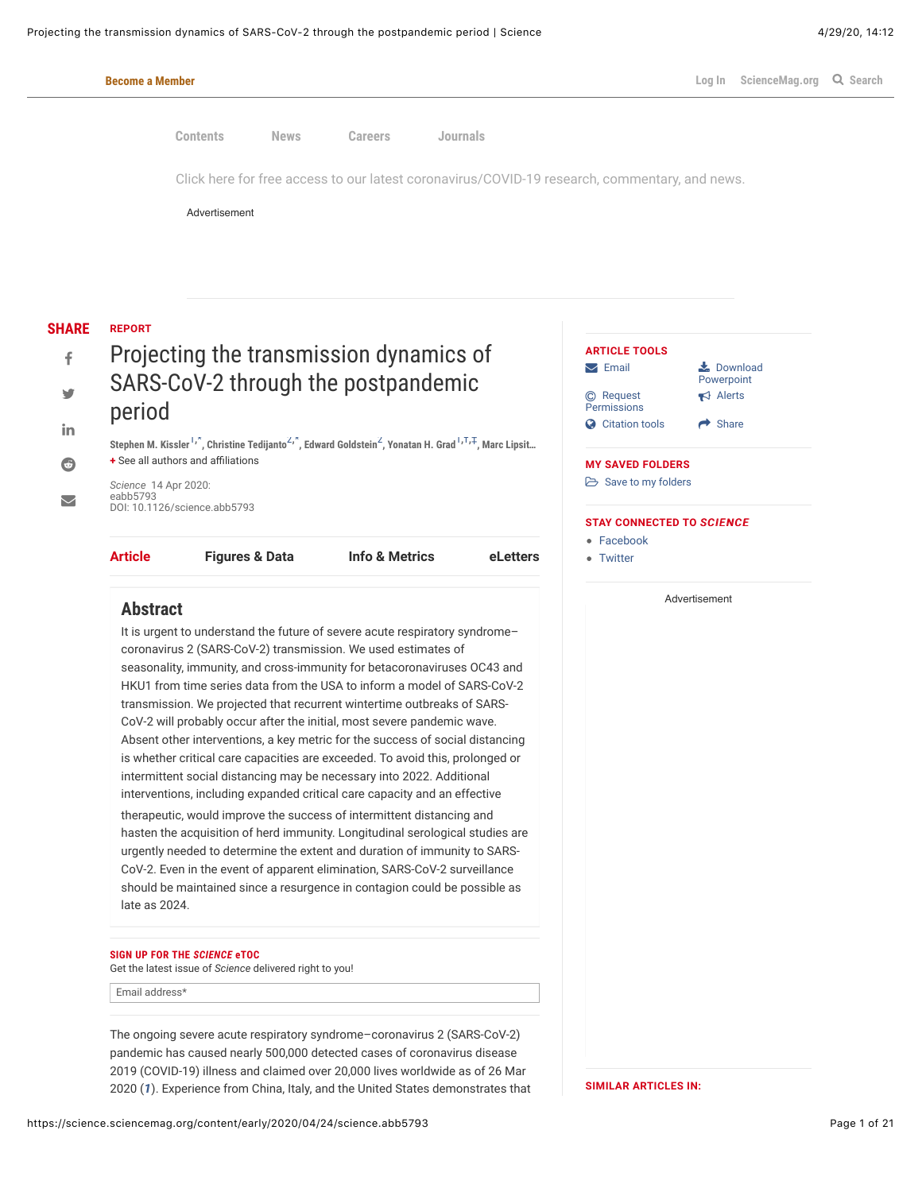REPORT

# Projecting the transmission dynamics of SARS-CoV-2 through the postpandemic period

Stephen M. Kissler[1,*], Christine Tedijanto[2,*], Edward Goldstein[2], Yonatan H. Grad[1,†,‡], Marc Lipsit...

+ See all authors and affiliations

*Science* 14 Apr 2020:
eabb5793
DOI: 10.1126/science.abb5793

## Abstract

It is urgent to understand the future of severe acute respiratory syndrome–coronavirus 2 (SARS-CoV-2) transmission. We used estimates of seasonality, immunity, and cross-immunity for betacoronaviruses OC43 and HKU1 from time series data from the USA to inform a model of SARS-CoV-2 transmission. We projected that recurrent wintertime outbreaks of SARS-CoV-2 will probably occur after the initial, most severe pandemic wave. Absent other interventions, a key metric for the success of social distancing is whether critical care capacities are exceeded. To avoid this, prolonged or intermittent social distancing may be necessary into 2022. Additional interventions, including expanded critical care capacity and an effective therapeutic, would improve the success of intermittent distancing and hasten the acquisition of herd immunity. Longitudinal serological studies are urgently needed to determine the extent and duration of immunity to SARS-CoV-2. Even in the event of apparent elimination, SARS-CoV-2 surveillance should be maintained since a resurgence in contagion could be possible as late as 2024.

The ongoing severe acute respiratory syndrome–coronavirus 2 (SARS-CoV-2) pandemic has caused nearly 500,000 detected cases of coronavirus disease 2019 (COVID-19) illness and claimed over 20,000 lives worldwide as of 26 Mar 2020 (*1*). Experience from China, Italy, and the United States demonstrates that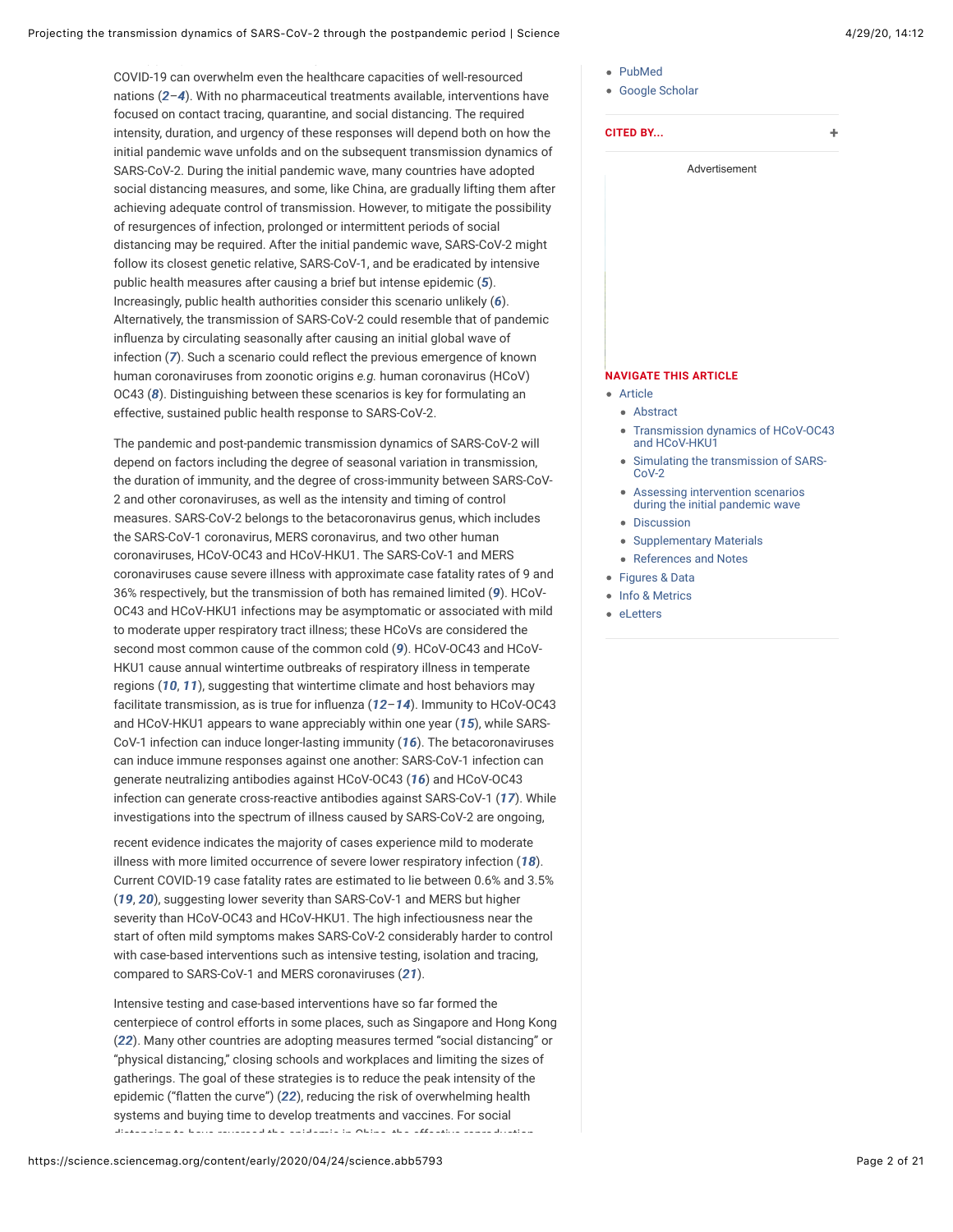COVID-19 can overwhelm even the healthcare capacities of well-resourced nations (*2*–*4*). With no pharmaceutical treatments available, interventions have focused on contact tracing, quarantine, and social distancing. The required intensity, duration, and urgency of these responses will depend both on how the initial pandemic wave unfolds and on the subsequent transmission dynamics of SARS-CoV-2. During the initial pandemic wave, many countries have adopted social distancing measures, and some, like China, are gradually lifting them after achieving adequate control of transmission. However, to mitigate the possibility of resurgences of infection, prolonged or intermittent periods of social distancing may be required. After the initial pandemic wave, SARS-CoV-2 might follow its closest genetic relative, SARS-CoV-1, and be eradicated by intensive public health measures after causing a brief but intense epidemic (*5*). Increasingly, public health authorities consider this scenario unlikely (*6*). Alternatively, the transmission of SARS-CoV-2 could resemble that of pandemic influenza by circulating seasonally after causing an initial global wave of infection (*7*). Such a scenario could reflect the previous emergence of known human coronaviruses from zoonotic origins *e.g.* human coronavirus (HCoV) OC43 (*8*). Distinguishing between these scenarios is key for formulating an effective, sustained public health response to SARS-CoV-2.

The pandemic and post-pandemic transmission dynamics of SARS-CoV-2 will depend on factors including the degree of seasonal variation in transmission, the duration of immunity, and the degree of cross-immunity between SARS-CoV-2 and other coronaviruses, as well as the intensity and timing of control measures. SARS-CoV-2 belongs to the betacoronavirus genus, which includes the SARS-CoV-1 coronavirus, MERS coronavirus, and two other human coronaviruses, HCoV-OC43 and HCoV-HKU1. The SARS-CoV-1 and MERS coronaviruses cause severe illness with approximate case fatality rates of 9 and 36% respectively, but the transmission of both has remained limited (*9*). HCoV-OC43 and HCoV-HKU1 infections may be asymptomatic or associated with mild to moderate upper respiratory tract illness; these HCoVs are considered the second most common cause of the common cold (*9*). HCoV-OC43 and HCoV-HKU1 cause annual wintertime outbreaks of respiratory illness in temperate regions (*10*, *11*), suggesting that wintertime climate and host behaviors may facilitate transmission, as is true for influenza (*12*–*14*). Immunity to HCoV-OC43 and HCoV-HKU1 appears to wane appreciably within one year (*15*), while SARS-CoV-1 infection can induce longer-lasting immunity (*16*). The betacoronaviruses can induce immune responses against one another: SARS-CoV-1 infection can generate neutralizing antibodies against HCoV-OC43 (*16*) and HCoV-OC43 infection can generate cross-reactive antibodies against SARS-CoV-1 (*17*). While investigations into the spectrum of illness caused by SARS-CoV-2 are ongoing, recent evidence indicates the majority of cases experience mild to moderate illness with more limited occurrence of severe lower respiratory infection (*18*). Current COVID-19 case fatality rates are estimated to lie between 0.6% and 3.5% (*19*, *20*), suggesting lower severity than SARS-CoV-1 and MERS but higher severity than HCoV-OC43 and HCoV-HKU1. The high infectiousness near the start of often mild symptoms makes SARS-CoV-2 considerably harder to control with case-based interventions such as intensive testing, isolation and tracing, compared to SARS-CoV-1 and MERS coronaviruses (*21*).

Intensive testing and case-based interventions have so far formed the centerpiece of control efforts in some places, such as Singapore and Hong Kong (*22*). Many other countries are adopting measures termed “social distancing” or “physical distancing,” closing schools and workplaces and limiting the sizes of gatherings. The goal of these strategies is to reduce the peak intensity of the epidemic (“flatten the curve”) (*22*), reducing the risk of overwhelming health systems and buying time to develop treatments and vaccines. For social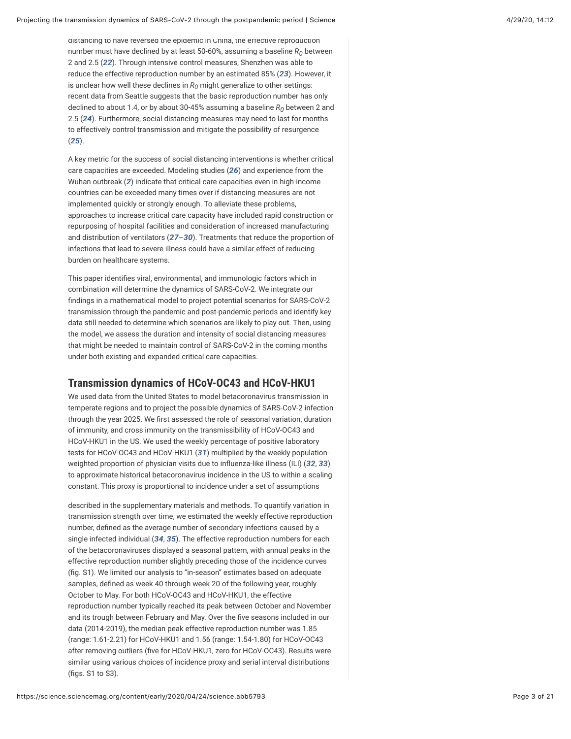distancing to have reversed the epidemic in China, the effective reproduction number must have declined by at least 50-60%, assuming a baseline $R_0$ between 2 and 2.5 (*22*). Through intensive control measures, Shenzhen was able to reduce the effective reproduction number by an estimated 85% (*23*). However, it is unclear how well these declines in $R_0$ might generalize to other settings: recent data from Seattle suggests that the basic reproduction number has only declined to about 1.4, or by about 30-45% assuming a baseline $R_0$ between 2 and 2.5 (*24*). Furthermore, social distancing measures may need to last for months to effectively control transmission and mitigate the possibility of resurgence (*25*).

A key metric for the success of social distancing interventions is whether critical care capacities are exceeded. Modeling studies (*26*) and experience from the Wuhan outbreak (*2*) indicate that critical care capacities even in high-income countries can be exceeded many times over if distancing measures are not implemented quickly or strongly enough. To alleviate these problems, approaches to increase critical care capacity have included rapid construction or repurposing of hospital facilities and consideration of increased manufacturing and distribution of ventilators (*27*–*30*). Treatments that reduce the proportion of infections that lead to severe illness could have a similar effect of reducing burden on healthcare systems.

This paper identifies viral, environmental, and immunologic factors which in combination will determine the dynamics of SARS-CoV-2. We integrate our findings in a mathematical model to project potential scenarios for SARS-CoV-2 transmission through the pandemic and post-pandemic periods and identify key data still needed to determine which scenarios are likely to play out. Then, using the model, we assess the duration and intensity of social distancing measures that might be needed to maintain control of SARS-CoV-2 in the coming months under both existing and expanded critical care capacities.

## Transmission dynamics of HCoV-OC43 and HCoV-HKU1

We used data from the United States to model betacoronavirus transmission in temperate regions and to project the possible dynamics of SARS-CoV-2 infection through the year 2025. We first assessed the role of seasonal variation, duration of immunity, and cross immunity on the transmissibility of HCoV-OC43 and HCoV-HKU1 in the US. We used the weekly percentage of positive laboratory tests for HCoV-OC43 and HCoV-HKU1 (*31*) multiplied by the weekly population-weighted proportion of physician visits due to influenza-like illness (ILI) (*32*, *33*) to approximate historical betacoronavirus incidence in the US to within a scaling constant. This proxy is proportional to incidence under a set of assumptions described in the supplementary materials and methods. To quantify variation in transmission strength over time, we estimated the weekly effective reproduction number, defined as the average number of secondary infections caused by a single infected individual (*34*, *35*). The effective reproduction numbers for each of the betacoronaviruses displayed a seasonal pattern, with annual peaks in the effective reproduction number slightly preceding those of the incidence curves (fig. S1). We limited our analysis to "in-season" estimates based on adequate samples, defined as week 40 through week 20 of the following year, roughly October to May. For both HCoV-OC43 and HCoV-HKU1, the effective reproduction number typically reached its peak between October and November and its trough between February and May. Over the five seasons included in our data (2014-2019), the median peak effective reproduction number was 1.85 (range: 1.61-2.21) for HCoV-HKU1 and 1.56 (range: 1.54-1.80) for HCoV-OC43 after removing outliers (five for HCoV-HKU1, zero for HCoV-OC43). Results were similar using various choices of incidence proxy and serial interval distributions (figs. S1 to S3).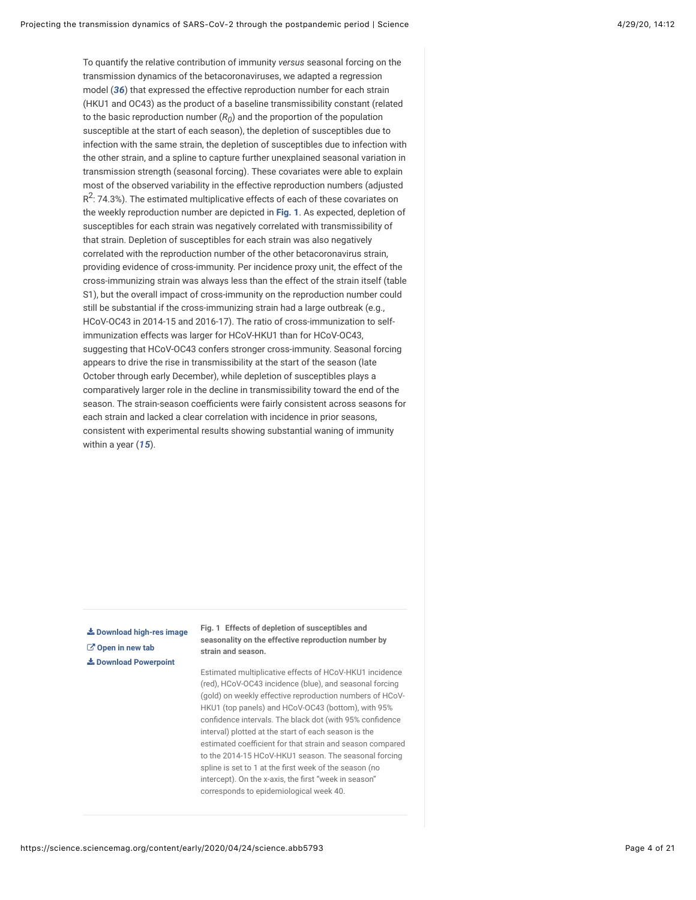To quantify the relative contribution of immunity *versus* seasonal forcing on the transmission dynamics of the betacoronaviruses, we adapted a regression model (***36***) that expressed the effective reproduction number for each strain (HKU1 and OC43) as the product of a baseline transmissibility constant (related to the basic reproduction number ($R_0$) and the proportion of the population susceptible at the start of each season), the depletion of susceptibles due to infection with the same strain, the depletion of susceptibles due to infection with the other strain, and a spline to capture further unexplained seasonal variation in transmission strength (seasonal forcing). These covariates were able to explain most of the observed variability in the effective reproduction numbers (adjusted $R^2$: 74.3%). The estimated multiplicative effects of each of these covariates on the weekly reproduction number are depicted in **Fig. 1**. As expected, depletion of susceptibles for each strain was negatively correlated with transmissibility of that strain. Depletion of susceptibles for each strain was also negatively correlated with the reproduction number of the other betacoronavirus strain, providing evidence of cross-immunity. Per incidence proxy unit, the effect of the cross-immunizing strain was always less than the effect of the strain itself (table S1), but the overall impact of cross-immunity on the reproduction number could still be substantial if the cross-immunizing strain had a large outbreak (e.g., HCoV-OC43 in 2014-15 and 2016-17). The ratio of cross-immunization to self-immunization effects was larger for HCoV-HKU1 than for HCoV-OC43, suggesting that HCoV-OC43 confers stronger cross-immunity. Seasonal forcing appears to drive the rise in transmissibility at the start of the season (late October through early December), while depletion of susceptibles plays a comparatively larger role in the decline in transmissibility toward the end of the season. The strain-season coefficients were fairly consistent across seasons for each strain and lacked a clear correlation with incidence in prior seasons, consistent with experimental results showing substantial waning of immunity within a year (***15***).

Download high-res image
Open in new tab
Download Powerpoint

**Fig. 1 Effects of depletion of susceptibles and seasonality on the effective reproduction number by strain and season.**

Estimated multiplicative effects of HCoV-HKU1 incidence (red), HCoV-OC43 incidence (blue), and seasonal forcing (gold) on weekly effective reproduction numbers of HCoV-HKU1 (top panels) and HCoV-OC43 (bottom), with 95% confidence intervals. The black dot (with 95% confidence interval) plotted at the start of each season is the estimated coefficient for that strain and season compared to the 2014-15 HCoV-HKU1 season. The seasonal forcing spline is set to 1 at the first week of the season (no intercept). On the x-axis, the first "week in season" corresponds to epidemiological week 40.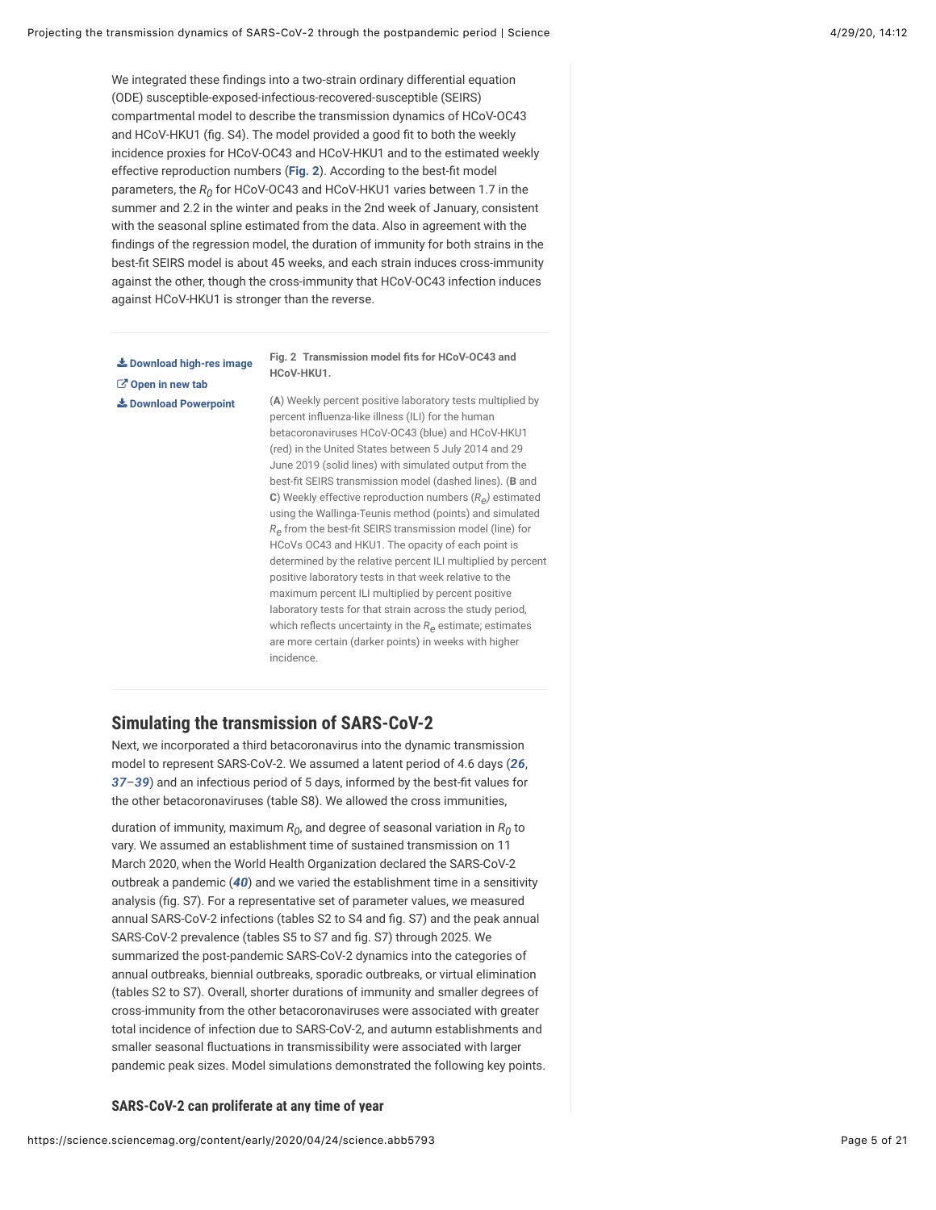We integrated these findings into a two-strain ordinary differential equation (ODE) susceptible-exposed-infectious-recovered-susceptible (SEIRS) compartmental model to describe the transmission dynamics of HCoV-OC43 and HCoV-HKU1 (fig. S4). The model provided a good fit to both the weekly incidence proxies for HCoV-OC43 and HCoV-HKU1 and to the estimated weekly effective reproduction numbers (**Fig. 2**). According to the best-fit model parameters, the $R_0$ for HCoV-OC43 and HCoV-HKU1 varies between 1.7 in the summer and 2.2 in the winter and peaks in the 2nd week of January, consistent with the seasonal spline estimated from the data. Also in agreement with the findings of the regression model, the duration of immunity for both strains in the best-fit SEIRS model is about 45 weeks, and each strain induces cross-immunity against the other, though the cross-immunity that HCoV-OC43 infection induces against HCoV-HKU1 is stronger than the reverse.

Download high-res image
Open in new tab
Download Powerpoint

**Fig. 2 Transmission model fits for HCoV-OC43 and HCoV-HKU1.**

(**A**) Weekly percent positive laboratory tests multiplied by percent influenza-like illness (ILI) for the human betacoronaviruses HCoV-OC43 (blue) and HCoV-HKU1 (red) in the United States between 5 July 2014 and 29 June 2019 (solid lines) with simulated output from the best-fit SEIRS transmission model (dashed lines). (**B** and **C**) Weekly effective reproduction numbers ($R_e$) estimated using the Wallinga-Teunis method (points) and simulated $R_e$ from the best-fit SEIRS transmission model (line) for HCoVs OC43 and HKU1. The opacity of each point is determined by the relative percent ILI multiplied by percent positive laboratory tests in that week relative to the maximum percent ILI multiplied by percent positive laboratory tests for that strain across the study period, which reflects uncertainty in the $R_e$ estimate; estimates are more certain (darker points) in weeks with higher incidence.

## Simulating the transmission of SARS-CoV-2

Next, we incorporated a third betacoronavirus into the dynamic transmission model to represent SARS-CoV-2. We assumed a latent period of 4.6 days (*26*, *37*–*39*) and an infectious period of 5 days, informed by the best-fit values for the other betacoronaviruses (table S8). We allowed the cross immunities, duration of immunity, maximum $R_0$, and degree of seasonal variation in $R_0$ to vary. We assumed an establishment time of sustained transmission on 11 March 2020, when the World Health Organization declared the SARS-CoV-2 outbreak a pandemic (*40*) and we varied the establishment time in a sensitivity analysis (fig. S7). For a representative set of parameter values, we measured annual SARS-CoV-2 infections (tables S2 to S4 and fig. S7) and the peak annual SARS-CoV-2 prevalence (tables S5 to S7 and fig. S7) through 2025. We summarized the post-pandemic SARS-CoV-2 dynamics into the categories of annual outbreaks, biennial outbreaks, sporadic outbreaks, or virtual elimination (tables S2 to S7). Overall, shorter durations of immunity and smaller degrees of cross-immunity from the other betacoronaviruses were associated with greater total incidence of infection due to SARS-CoV-2, and autumn establishments and smaller seasonal fluctuations in transmissibility were associated with larger pandemic peak sizes. Model simulations demonstrated the following key points.

### SARS-CoV-2 can proliferate at any time of year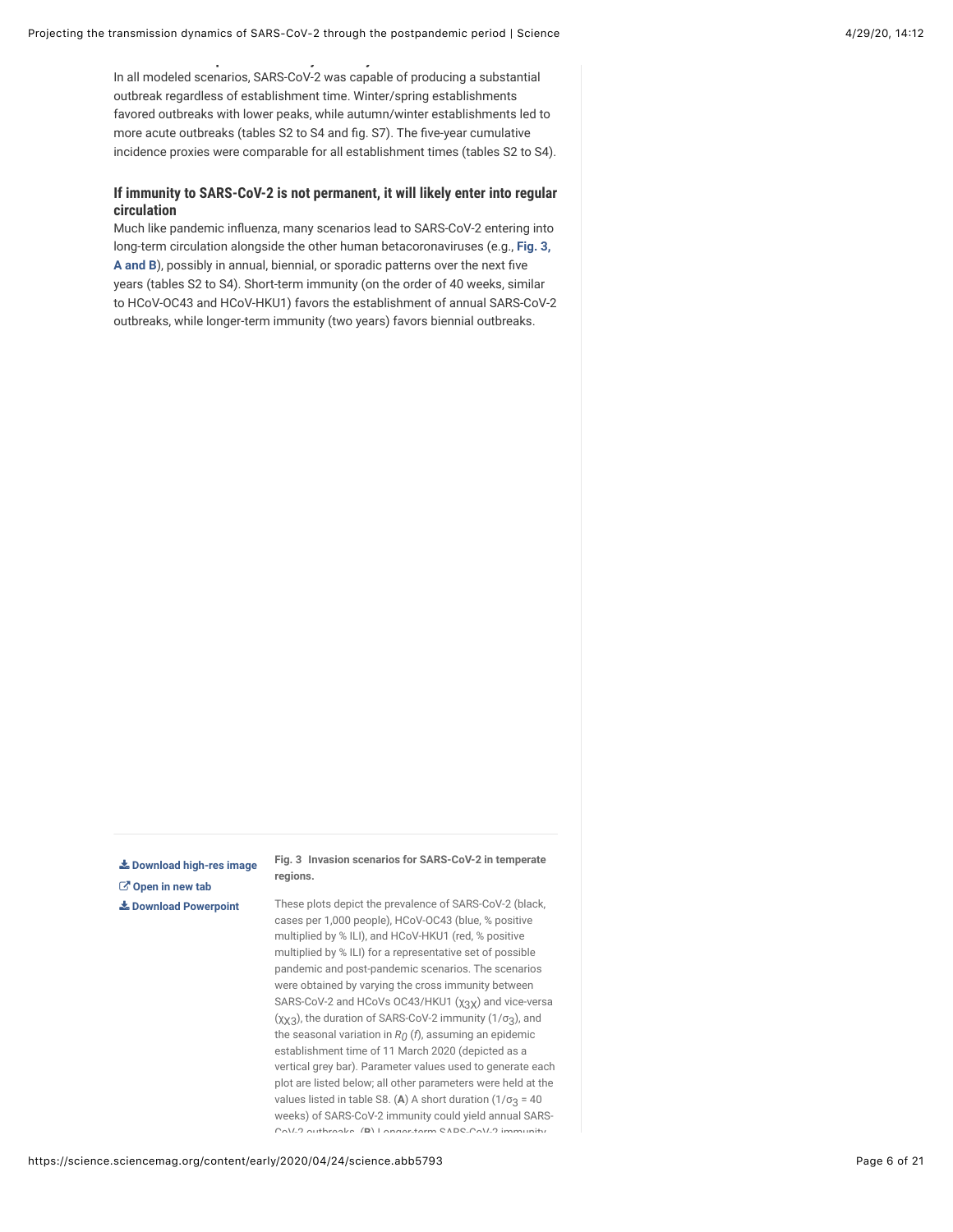In all modeled scenarios, SARS-CoV-2 was capable of producing a substantial outbreak regardless of establishment time. Winter/spring establishments favored outbreaks with lower peaks, while autumn/winter establishments led to more acute outbreaks (tables S2 to S4 and fig. S7). The five-year cumulative incidence proxies were comparable for all establishment times (tables S2 to S4).

### If immunity to SARS-CoV-2 is not permanent, it will likely enter into regular circulation

Much like pandemic influenza, many scenarios lead to SARS-CoV-2 entering into long-term circulation alongside the other human betacoronaviruses (e.g., **Fig. 3, A and B**), possibly in annual, biennial, or sporadic patterns over the next five years (tables S2 to S4). Short-term immunity (on the order of 40 weeks, similar to HCoV-OC43 and HCoV-HKU1) favors the establishment of annual SARS-CoV-2 outbreaks, while longer-term immunity (two years) favors biennial outbreaks.

Download high-res image
Open in new tab
Download Powerpoint

**Fig. 3 Invasion scenarios for SARS-CoV-2 in temperate regions.**

These plots depict the prevalence of SARS-CoV-2 (black, cases per 1,000 people), HCoV-OC43 (blue, % positive multiplied by % ILI), and HCoV-HKU1 (red, % positive multiplied by % ILI) for a representative set of possible pandemic and post-pandemic scenarios. The scenarios were obtained by varying the cross immunity between SARS-CoV-2 and HCoVs OC43/HKU1 ($\chi_{3X}$) and vice-versa ($\chi_{X3}$), the duration of SARS-CoV-2 immunity ($1/\sigma_3$), and the seasonal variation in $R_0$ ($f$), assuming an epidemic establishment time of 11 March 2020 (depicted as a vertical grey bar). Parameter values used to generate each plot are listed below; all other parameters were held at the values listed in table S8. (**A**) A short duration ($1/\sigma_3$ = 40 weeks) of SARS-CoV-2 immunity could yield annual SARS-CoV-2 outbreaks. (**B**) Longer-term SARS-CoV-2 immunity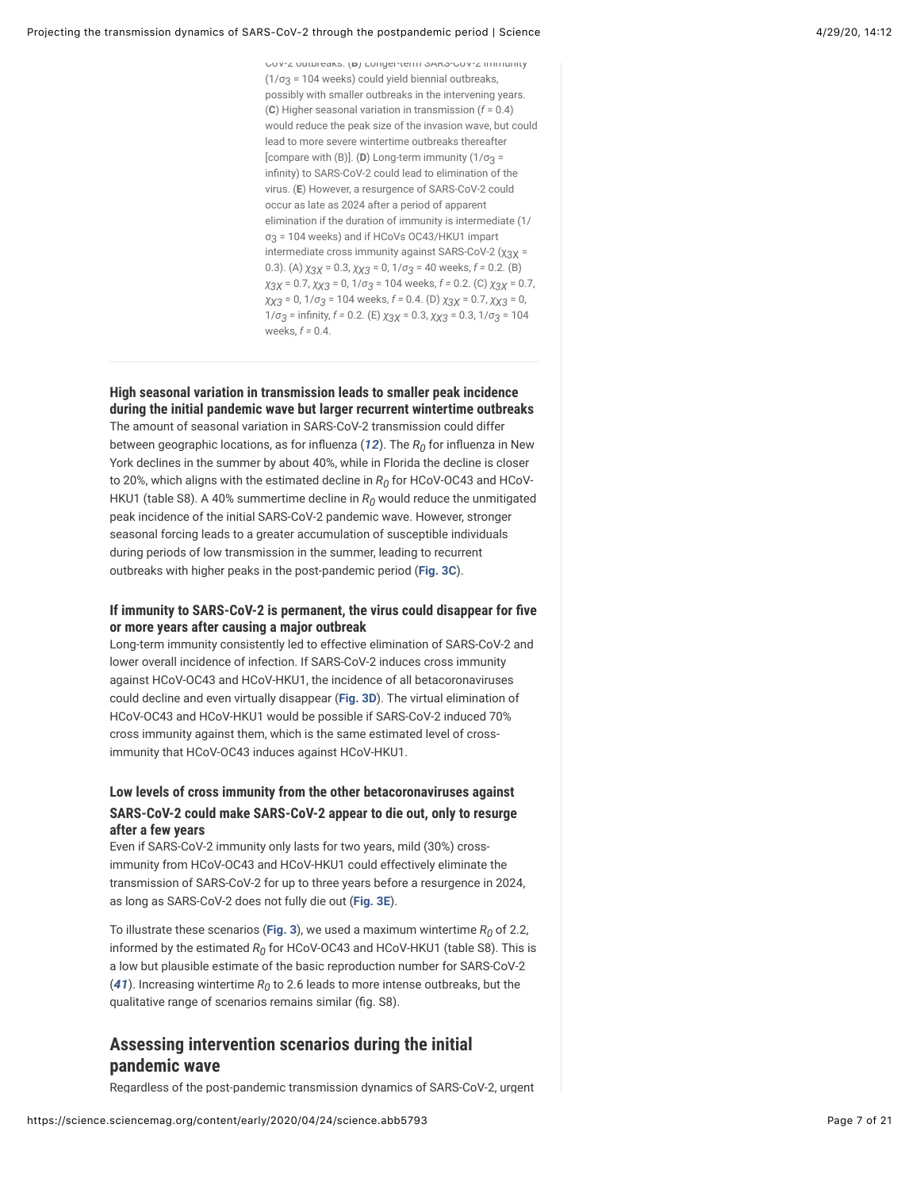CoV-2 outbreaks. (**B**) Longer-term SARS-CoV-2 immunity ($1/\sigma_3$ = 104 weeks) could yield biennial outbreaks, possibly with smaller outbreaks in the intervening years. (**C**) Higher seasonal variation in transmission ($f$ = 0.4) would reduce the peak size of the invasion wave, but could lead to more severe wintertime outbreaks thereafter [compare with (B)]. (**D**) Long-term immunity ($1/\sigma_3$ = infinity) to SARS-CoV-2 could lead to elimination of the virus. (**E**) However, a resurgence of SARS-CoV-2 could occur as late as 2024 after a period of apparent elimination if the duration of immunity is intermediate ($1/\sigma_3$ = 104 weeks) and if HCoVs OC43/HKU1 impart intermediate cross immunity against SARS-CoV-2 ($\chi_{3X}$ = 0.3). (A) $\chi_{3X}$ = 0.3, $\chi_{X3}$ = 0, $1/\sigma_3$ = 40 weeks, $f$ = 0.2. (B) $\chi_{3X}$ = 0.7, $\chi_{X3}$ = 0, $1/\sigma_3$ = 104 weeks, $f$ = 0.2. (C) $\chi_{3X}$ = 0.7, $\chi_{X3}$ = 0, $1/\sigma_3$ = 104 weeks, $f$ = 0.4. (D) $\chi_{3X}$ = 0.7, $\chi_{X3}$ = 0, $1/\sigma_3$ = infinity, $f$ = 0.2. (E) $\chi_{3X}$ = 0.3, $\chi_{X3}$ = 0.3, $1/\sigma_3$ = 104 weeks, $f$ = 0.4.

### High seasonal variation in transmission leads to smaller peak incidence during the initial pandemic wave but larger recurrent wintertime outbreaks

The amount of seasonal variation in SARS-CoV-2 transmission could differ between geographic locations, as for influenza (*12*). The $R_0$ for influenza in New York declines in the summer by about 40%, while in Florida the decline is closer to 20%, which aligns with the estimated decline in $R_0$ for HCoV-OC43 and HCoV-HKU1 (table S8). A 40% summertime decline in $R_0$ would reduce the unmitigated peak incidence of the initial SARS-CoV-2 pandemic wave. However, stronger seasonal forcing leads to a greater accumulation of susceptible individuals during periods of low transmission in the summer, leading to recurrent outbreaks with higher peaks in the post-pandemic period (**Fig. 3C**).

### If immunity to SARS-CoV-2 is permanent, the virus could disappear for five or more years after causing a major outbreak

Long-term immunity consistently led to effective elimination of SARS-CoV-2 and lower overall incidence of infection. If SARS-CoV-2 induces cross immunity against HCoV-OC43 and HCoV-HKU1, the incidence of all betacoronaviruses could decline and even virtually disappear (**Fig. 3D**). The virtual elimination of HCoV-OC43 and HCoV-HKU1 would be possible if SARS-CoV-2 induced 70% cross immunity against them, which is the same estimated level of cross-immunity that HCoV-OC43 induces against HCoV-HKU1.

### Low levels of cross immunity from the other betacoronaviruses against SARS-CoV-2 could make SARS-CoV-2 appear to die out, only to resurge after a few years

Even if SARS-CoV-2 immunity only lasts for two years, mild (30%) cross-immunity from HCoV-OC43 and HCoV-HKU1 could effectively eliminate the transmission of SARS-CoV-2 for up to three years before a resurgence in 2024, as long as SARS-CoV-2 does not fully die out (**Fig. 3E**).

To illustrate these scenarios (**Fig. 3**), we used a maximum wintertime $R_0$ of 2.2, informed by the estimated $R_0$ for HCoV-OC43 and HCoV-HKU1 (table S8). This is a low but plausible estimate of the basic reproduction number for SARS-CoV-2 (*41*). Increasing wintertime $R_0$ to 2.6 leads to more intense outbreaks, but the qualitative range of scenarios remains similar (fig. S8).

## Assessing intervention scenarios during the initial pandemic wave

Regardless of the post-pandemic transmission dynamics of SARS-CoV-2, urgent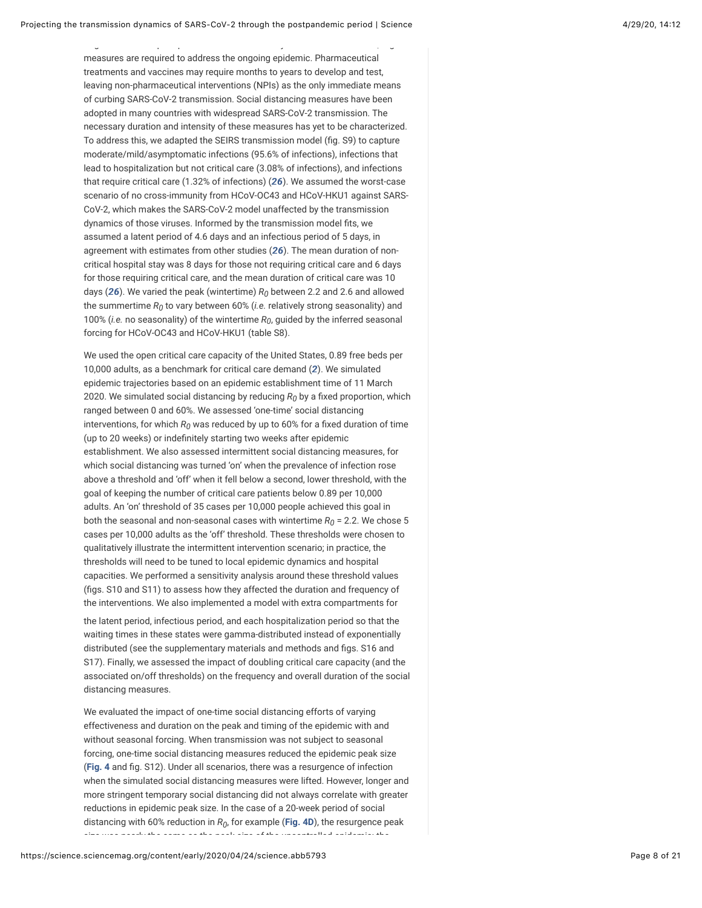measures are required to address the ongoing epidemic. Pharmaceutical treatments and vaccines may require months to years to develop and test, leaving non-pharmaceutical interventions (NPIs) as the only immediate means of curbing SARS-CoV-2 transmission. Social distancing measures have been adopted in many countries with widespread SARS-CoV-2 transmission. The necessary duration and intensity of these measures has yet to be characterized. To address this, we adapted the SEIRS transmission model (fig. S9) to capture moderate/mild/asymptomatic infections (95.6% of infections), infections that lead to hospitalization but not critical care (3.08% of infections), and infections that require critical care (1.32% of infections) (*26*). We assumed the worst-case scenario of no cross-immunity from HCoV-OC43 and HCoV-HKU1 against SARS-CoV-2, which makes the SARS-CoV-2 model unaffected by the transmission dynamics of those viruses. Informed by the transmission model fits, we assumed a latent period of 4.6 days and an infectious period of 5 days, in agreement with estimates from other studies (*26*). The mean duration of non-critical hospital stay was 8 days for those not requiring critical care and 6 days for those requiring critical care, and the mean duration of critical care was 10 days (*26*). We varied the peak (wintertime) $R_0$ between 2.2 and 2.6 and allowed the summertime $R_0$ to vary between 60% (*i.e.* relatively strong seasonality) and 100% (*i.e.* no seasonality) of the wintertime $R_0$, guided by the inferred seasonal forcing for HCoV-OC43 and HCoV-HKU1 (table S8).

We used the open critical care capacity of the United States, 0.89 free beds per 10,000 adults, as a benchmark for critical care demand (*2*). We simulated epidemic trajectories based on an epidemic establishment time of 11 March 2020. We simulated social distancing by reducing $R_0$ by a fixed proportion, which ranged between 0 and 60%. We assessed 'one-time' social distancing interventions, for which $R_0$ was reduced by up to 60% for a fixed duration of time (up to 20 weeks) or indefinitely starting two weeks after epidemic establishment. We also assessed intermittent social distancing measures, for which social distancing was turned 'on' when the prevalence of infection rose above a threshold and 'off' when it fell below a second, lower threshold, with the goal of keeping the number of critical care patients below 0.89 per 10,000 adults. An 'on' threshold of 35 cases per 10,000 people achieved this goal in both the seasonal and non-seasonal cases with wintertime $R_0$ = 2.2. We chose 5 cases per 10,000 adults as the 'off' threshold. These thresholds were chosen to qualitatively illustrate the intermittent intervention scenario; in practice, the thresholds will need to be tuned to local epidemic dynamics and hospital capacities. We performed a sensitivity analysis around these threshold values (figs. S10 and S11) to assess how they affected the duration and frequency of the interventions. We also implemented a model with extra compartments for the latent period, infectious period, and each hospitalization period so that the waiting times in these states were gamma-distributed instead of exponentially distributed (see the supplementary materials and methods and figs. S16 and S17). Finally, we assessed the impact of doubling critical care capacity (and the associated on/off thresholds) on the frequency and overall duration of the social distancing measures.

We evaluated the impact of one-time social distancing efforts of varying effectiveness and duration on the peak and timing of the epidemic with and without seasonal forcing. When transmission was not subject to seasonal forcing, one-time social distancing measures reduced the epidemic peak size (**Fig. 4** and fig. S12). Under all scenarios, there was a resurgence of infection when the simulated social distancing measures were lifted. However, longer and more stringent temporary social distancing did not always correlate with greater reductions in epidemic peak size. In the case of a 20-week period of social distancing with 60% reduction in $R_0$, for example (**Fig. 4D**), the resurgence peak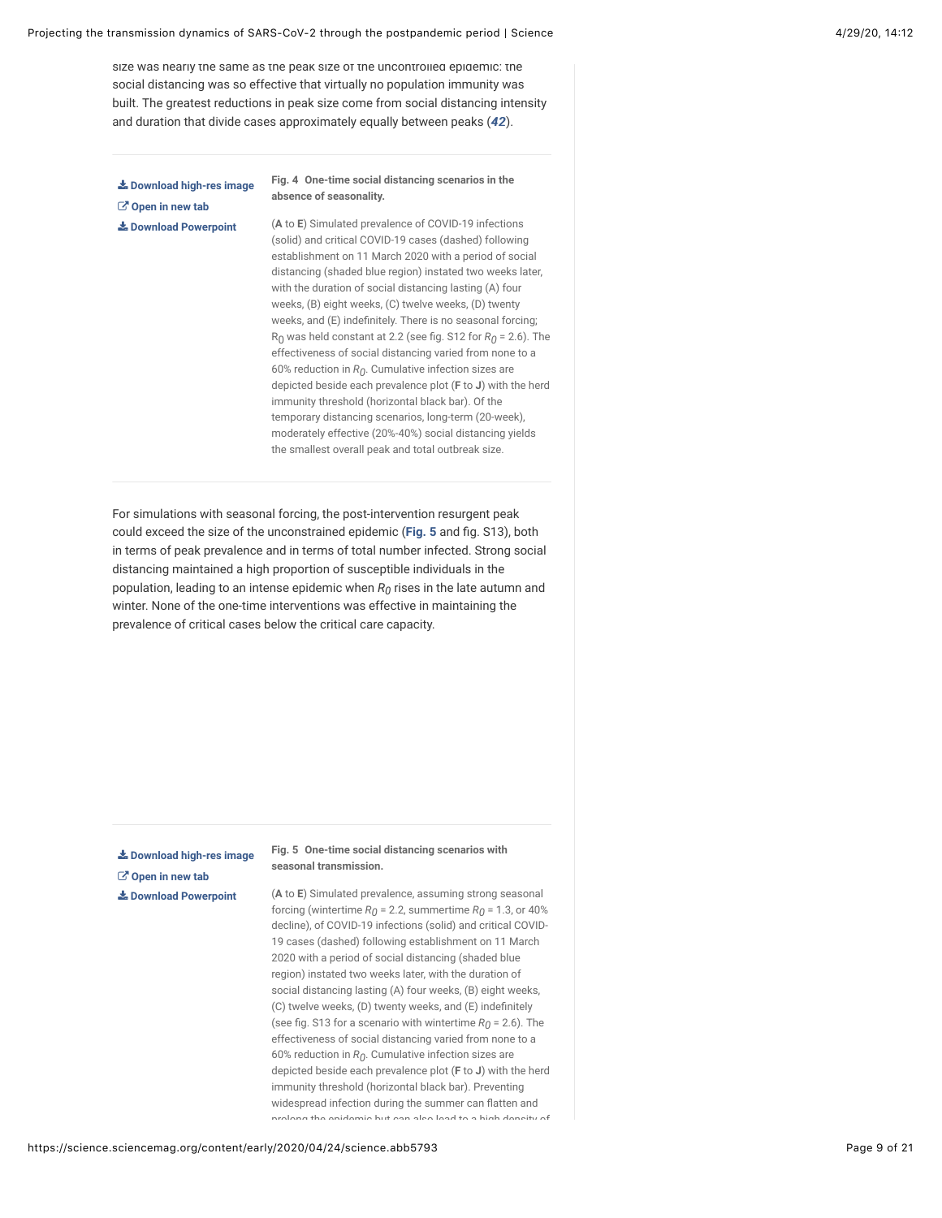size was nearly the same as the peak size of the uncontrolled epidemic: the social distancing was so effective that virtually no population immunity was built. The greatest reductions in peak size come from social distancing intensity and duration that divide cases approximately equally between peaks (*42*).

**Fig. 4 One-time social distancing scenarios in the absence of seasonality.**

(**A** to **E**) Simulated prevalence of COVID-19 infections (solid) and critical COVID-19 cases (dashed) following establishment on 11 March 2020 with a period of social distancing (shaded blue region) instated two weeks later, with the duration of social distancing lasting (A) four weeks, (B) eight weeks, (C) twelve weeks, (D) twenty weeks, and (E) indefinitely. There is no seasonal forcing; $R_0$ was held constant at 2.2 (see fig. S12 for $R_0$ = 2.6). The effectiveness of social distancing varied from none to a 60% reduction in $R_0$. Cumulative infection sizes are depicted beside each prevalence plot (**F** to **J**) with the herd immunity threshold (horizontal black bar). Of the temporary distancing scenarios, long-term (20-week), moderately effective (20%-40%) social distancing yields the smallest overall peak and total outbreak size.

For simulations with seasonal forcing, the post-intervention resurgent peak could exceed the size of the unconstrained epidemic (**Fig. 5** and fig. S13), both in terms of peak prevalence and in terms of total number infected. Strong social distancing maintained a high proportion of susceptible individuals in the population, leading to an intense epidemic when $R_0$ rises in the late autumn and winter. None of the one-time interventions was effective in maintaining the prevalence of critical cases below the critical care capacity.

**Fig. 5 One-time social distancing scenarios with seasonal transmission.**

(**A** to **E**) Simulated prevalence, assuming strong seasonal forcing (wintertime $R_0$ = 2.2, summertime $R_0$ = 1.3, or 40% decline), of COVID-19 infections (solid) and critical COVID-19 cases (dashed) following establishment on 11 March 2020 with a period of social distancing (shaded blue region) instated two weeks later, with the duration of social distancing lasting (A) four weeks, (B) eight weeks, (C) twelve weeks, (D) twenty weeks, and (E) indefinitely (see fig. S13 for a scenario with wintertime $R_0$ = 2.6). The effectiveness of social distancing varied from none to a 60% reduction in $R_0$. Cumulative infection sizes are depicted beside each prevalence plot (**F** to **J**) with the herd immunity threshold (horizontal black bar). Preventing widespread infection during the summer can flatten and prolong the epidemic but can also lead to a high density of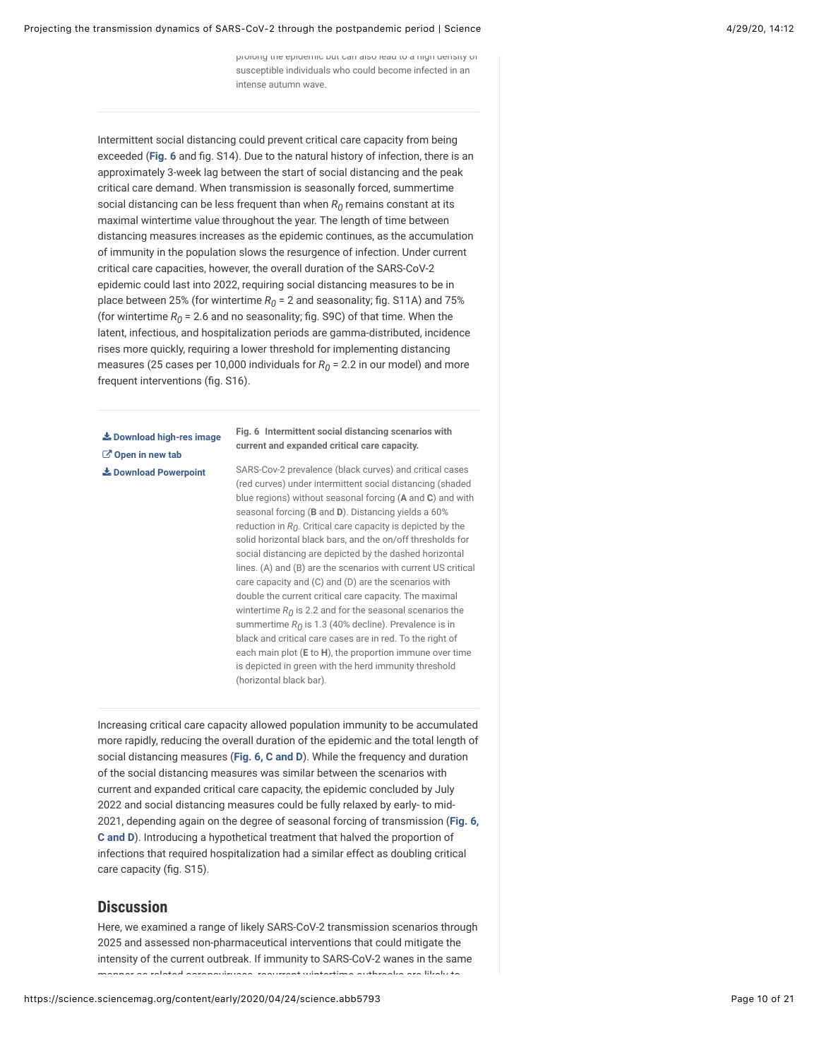prolong the epidemic but can also lead to a high density of susceptible individuals who could become infected in an intense autumn wave.

Intermittent social distancing could prevent critical care capacity from being exceeded (**Fig. 6** and fig. S14). Due to the natural history of infection, there is an approximately 3-week lag between the start of social distancing and the peak critical care demand. When transmission is seasonally forced, summertime social distancing can be less frequent than when $R_0$ remains constant at its maximal wintertime value throughout the year. The length of time between distancing measures increases as the epidemic continues, as the accumulation of immunity in the population slows the resurgence of infection. Under current critical care capacities, however, the overall duration of the SARS-CoV-2 epidemic could last into 2022, requiring social distancing measures to be in place between 25% (for wintertime $R_0$ = 2 and seasonality; fig. S11A) and 75% (for wintertime $R_0$ = 2.6 and no seasonality; fig. S9C) of that time. When the latent, infectious, and hospitalization periods are gamma-distributed, incidence rises more quickly, requiring a lower threshold for implementing distancing measures (25 cases per 10,000 individuals for $R_0$ = 2.2 in our model) and more frequent interventions (fig. S16).

**Fig. 6 Intermittent social distancing scenarios with current and expanded critical care capacity.**

SARS-Cov-2 prevalence (black curves) and critical cases (red curves) under intermittent social distancing (shaded blue regions) without seasonal forcing (**A** and **C**) and with seasonal forcing (**B** and **D**). Distancing yields a 60% reduction in $R_0$. Critical care capacity is depicted by the solid horizontal black bars, and the on/off thresholds for social distancing are depicted by the dashed horizontal lines. (A) and (B) are the scenarios with current US critical care capacity and (C) and (D) are the scenarios with double the current critical care capacity. The maximal wintertime $R_0$ is 2.2 and for the seasonal scenarios the summertime $R_0$ is 1.3 (40% decline). Prevalence is in black and critical care cases are in red. To the right of each main plot (**E** to **H**), the proportion immune over time is depicted in green with the herd immunity threshold (horizontal black bar).

Increasing critical care capacity allowed population immunity to be accumulated more rapidly, reducing the overall duration of the epidemic and the total length of social distancing measures (**Fig. 6, C and D**). While the frequency and duration of the social distancing measures was similar between the scenarios with current and expanded critical care capacity, the epidemic concluded by July 2022 and social distancing measures could be fully relaxed by early- to mid-2021, depending again on the degree of seasonal forcing of transmission (**Fig. 6, C and D**). Introducing a hypothetical treatment that halved the proportion of infections that required hospitalization had a similar effect as doubling critical care capacity (fig. S15).

## Discussion

Here, we examined a range of likely SARS-CoV-2 transmission scenarios through 2025 and assessed non-pharmaceutical interventions that could mitigate the intensity of the current outbreak. If immunity to SARS-CoV-2 wanes in the same manner as related coronaviruses, recurrent wintertime outbreaks are likely to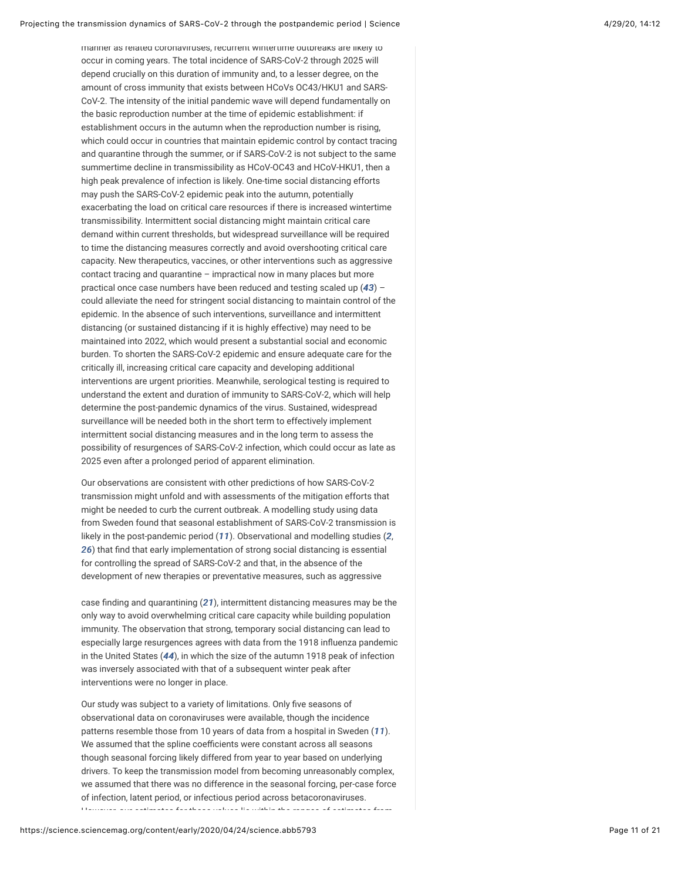manner as related coronaviruses, recurrent wintertime outbreaks are likely to occur in coming years. The total incidence of SARS-CoV-2 through 2025 will depend crucially on this duration of immunity and, to a lesser degree, on the amount of cross immunity that exists between HCoVs OC43/HKU1 and SARS-CoV-2. The intensity of the initial pandemic wave will depend fundamentally on the basic reproduction number at the time of epidemic establishment: if establishment occurs in the autumn when the reproduction number is rising, which could occur in countries that maintain epidemic control by contact tracing and quarantine through the summer, or if SARS-CoV-2 is not subject to the same summertime decline in transmissibility as HCoV-OC43 and HCoV-HKU1, then a high peak prevalence of infection is likely. One-time social distancing efforts may push the SARS-CoV-2 epidemic peak into the autumn, potentially exacerbating the load on critical care resources if there is increased wintertime transmissibility. Intermittent social distancing might maintain critical care demand within current thresholds, but widespread surveillance will be required to time the distancing measures correctly and avoid overshooting critical care capacity. New therapeutics, vaccines, or other interventions such as aggressive contact tracing and quarantine – impractical now in many places but more practical once case numbers have been reduced and testing scaled up (*43*) – could alleviate the need for stringent social distancing to maintain control of the epidemic. In the absence of such interventions, surveillance and intermittent distancing (or sustained distancing if it is highly effective) may need to be maintained into 2022, which would present a substantial social and economic burden. To shorten the SARS-CoV-2 epidemic and ensure adequate care for the critically ill, increasing critical care capacity and developing additional interventions are urgent priorities. Meanwhile, serological testing is required to understand the extent and duration of immunity to SARS-CoV-2, which will help determine the post-pandemic dynamics of the virus. Sustained, widespread surveillance will be needed both in the short term to effectively implement intermittent social distancing measures and in the long term to assess the possibility of resurgences of SARS-CoV-2 infection, which could occur as late as 2025 even after a prolonged period of apparent elimination.

Our observations are consistent with other predictions of how SARS-CoV-2 transmission might unfold and with assessments of the mitigation efforts that might be needed to curb the current outbreak. A modelling study using data from Sweden found that seasonal establishment of SARS-CoV-2 transmission is likely in the post-pandemic period (*11*). Observational and modelling studies (*2*, *26*) that find that early implementation of strong social distancing is essential for controlling the spread of SARS-CoV-2 and that, in the absence of the development of new therapies or preventative measures, such as aggressive case finding and quarantining (*21*), intermittent distancing measures may be the only way to avoid overwhelming critical care capacity while building population immunity. The observation that strong, temporary social distancing can lead to especially large resurgences agrees with data from the 1918 influenza pandemic in the United States (*44*), in which the size of the autumn 1918 peak of infection was inversely associated with that of a subsequent winter peak after interventions were no longer in place.

Our study was subject to a variety of limitations. Only five seasons of observational data on coronaviruses were available, though the incidence patterns resemble those from 10 years of data from a hospital in Sweden (*11*). We assumed that the spline coefficients were constant across all seasons though seasonal forcing likely differed from year to year based on underlying drivers. To keep the transmission model from becoming unreasonably complex, we assumed that there was no difference in the seasonal forcing, per-case force of infection, latent period, or infectious period across betacoronaviruses.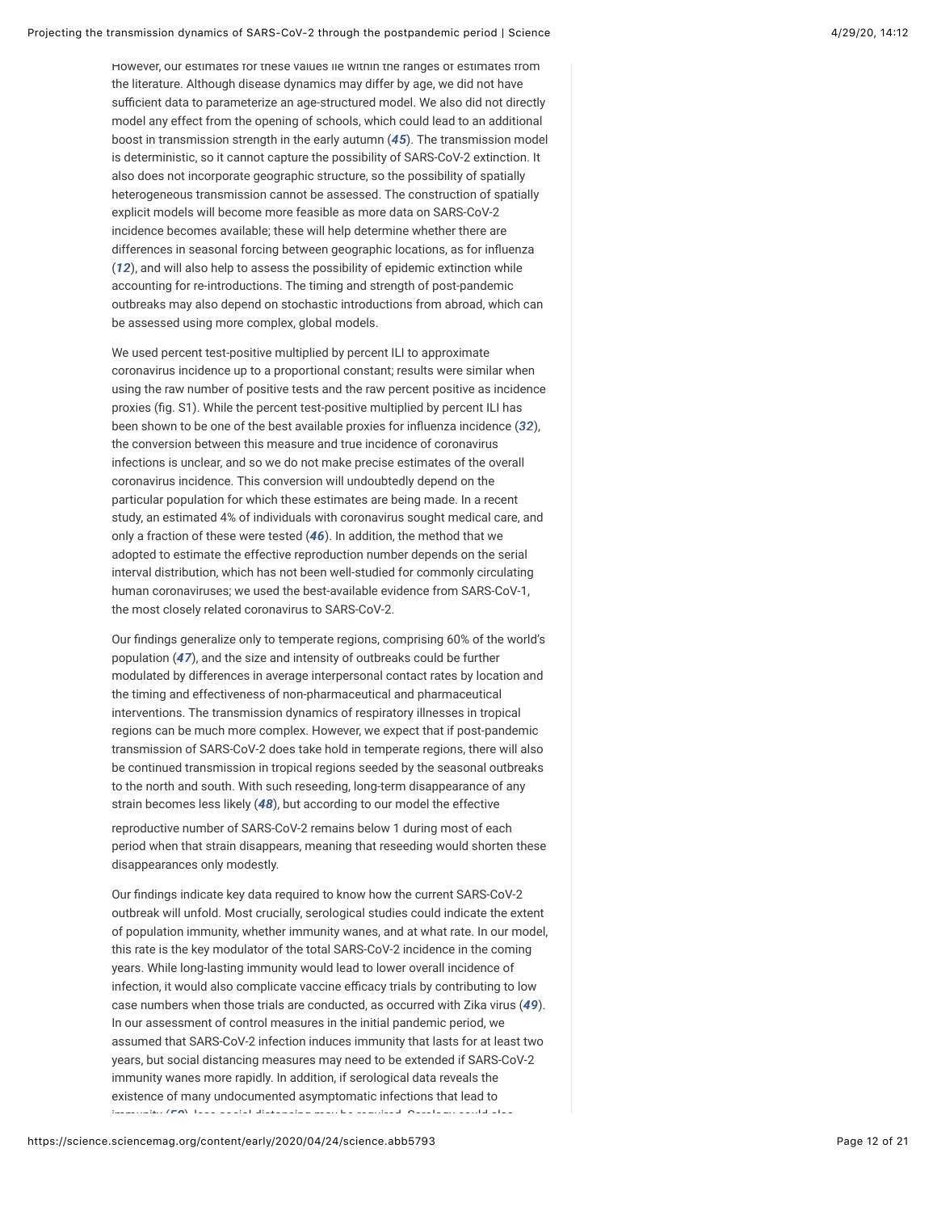However, our estimates for these values lie within the ranges of estimates from the literature. Although disease dynamics may differ by age, we did not have sufficient data to parameterize an age-structured model. We also did not directly model any effect from the opening of schools, which could lead to an additional boost in transmission strength in the early autumn (*45*). The transmission model is deterministic, so it cannot capture the possibility of SARS-CoV-2 extinction. It also does not incorporate geographic structure, so the possibility of spatially heterogeneous transmission cannot be assessed. The construction of spatially explicit models will become more feasible as more data on SARS-CoV-2 incidence becomes available; these will help determine whether there are differences in seasonal forcing between geographic locations, as for influenza (*12*), and will also help to assess the possibility of epidemic extinction while accounting for re-introductions. The timing and strength of post-pandemic outbreaks may also depend on stochastic introductions from abroad, which can be assessed using more complex, global models.

We used percent test-positive multiplied by percent ILI to approximate coronavirus incidence up to a proportional constant; results were similar when using the raw number of positive tests and the raw percent positive as incidence proxies (fig. S1). While the percent test-positive multiplied by percent ILI has been shown to be one of the best available proxies for influenza incidence (*32*), the conversion between this measure and true incidence of coronavirus infections is unclear, and so we do not make precise estimates of the overall coronavirus incidence. This conversion will undoubtedly depend on the particular population for which these estimates are being made. In a recent study, an estimated 4% of individuals with coronavirus sought medical care, and only a fraction of these were tested (*46*). In addition, the method that we adopted to estimate the effective reproduction number depends on the serial interval distribution, which has not been well-studied for commonly circulating human coronaviruses; we used the best-available evidence from SARS-CoV-1, the most closely related coronavirus to SARS-CoV-2.

Our findings generalize only to temperate regions, comprising 60% of the world's population (*47*), and the size and intensity of outbreaks could be further modulated by differences in average interpersonal contact rates by location and the timing and effectiveness of non-pharmaceutical and pharmaceutical interventions. The transmission dynamics of respiratory illnesses in tropical regions can be much more complex. However, we expect that if post-pandemic transmission of SARS-CoV-2 does take hold in temperate regions, there will also be continued transmission in tropical regions seeded by the seasonal outbreaks to the north and south. With such reseeding, long-term disappearance of any strain becomes less likely (*48*), but according to our model the effective reproductive number of SARS-CoV-2 remains below 1 during most of each period when that strain disappears, meaning that reseeding would shorten these disappearances only modestly.

Our findings indicate key data required to know how the current SARS-CoV-2 outbreak will unfold. Most crucially, serological studies could indicate the extent of population immunity, whether immunity wanes, and at what rate. In our model, this rate is the key modulator of the total SARS-CoV-2 incidence in the coming years. While long-lasting immunity would lead to lower overall incidence of infection, it would also complicate vaccine efficacy trials by contributing to low case numbers when those trials are conducted, as occurred with Zika virus (*49*). In our assessment of control measures in the initial pandemic period, we assumed that SARS-CoV-2 infection induces immunity that lasts for at least two years, but social distancing measures may need to be extended if SARS-CoV-2 immunity wanes more rapidly. In addition, if serological data reveals the existence of many undocumented asymptomatic infections that lead to immunity (*50*), less social distancing may be required. Serology could also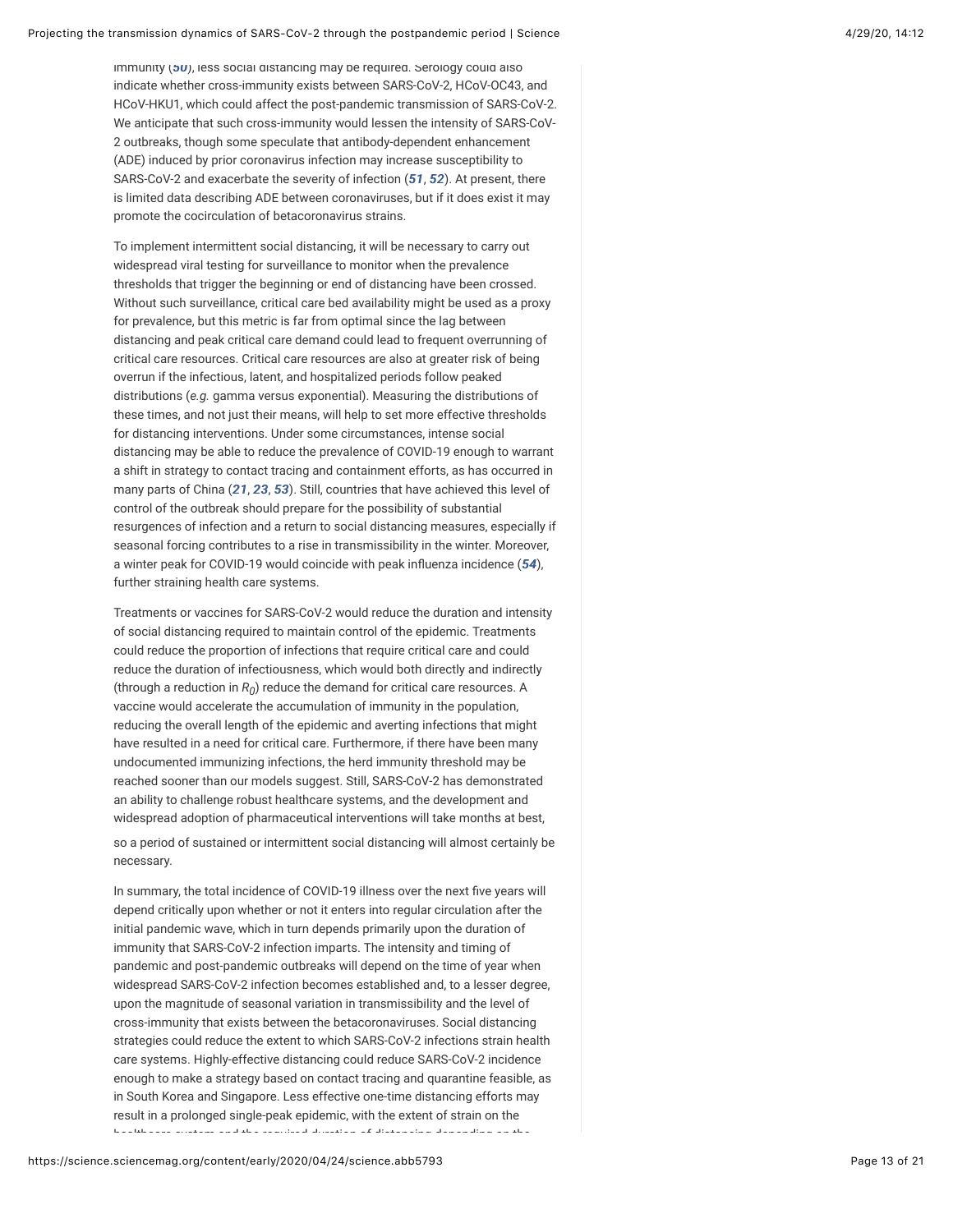immunity ([50]), less social distancing may be required. Serology could also indicate whether cross-immunity exists between SARS-CoV-2, HCoV-OC43, and HCoV-HKU1, which could affect the post-pandemic transmission of SARS-CoV-2. We anticipate that such cross-immunity would lessen the intensity of SARS-CoV-2 outbreaks, though some speculate that antibody-dependent enhancement (ADE) induced by prior coronavirus infection may increase susceptibility to SARS-CoV-2 and exacerbate the severity of infection ([51], [52]). At present, there is limited data describing ADE between coronaviruses, but if it does exist it may promote the cocirculation of betacoronavirus strains.

To implement intermittent social distancing, it will be necessary to carry out widespread viral testing for surveillance to monitor when the prevalence thresholds that trigger the beginning or end of distancing have been crossed. Without such surveillance, critical care bed availability might be used as a proxy for prevalence, but this metric is far from optimal since the lag between distancing and peak critical care demand could lead to frequent overrunning of critical care resources. Critical care resources are also at greater risk of being overrun if the infectious, latent, and hospitalized periods follow peaked distributions (*e.g.* gamma versus exponential). Measuring the distributions of these times, and not just their means, will help to set more effective thresholds for distancing interventions. Under some circumstances, intense social distancing may be able to reduce the prevalence of COVID-19 enough to warrant a shift in strategy to contact tracing and containment efforts, as has occurred in many parts of China ([21], [23], [53]). Still, countries that have achieved this level of control of the outbreak should prepare for the possibility of substantial resurgences of infection and a return to social distancing measures, especially if seasonal forcing contributes to a rise in transmissibility in the winter. Moreover, a winter peak for COVID-19 would coincide with peak influenza incidence ([54]), further straining health care systems.

Treatments or vaccines for SARS-CoV-2 would reduce the duration and intensity of social distancing required to maintain control of the epidemic. Treatments could reduce the proportion of infections that require critical care and could reduce the duration of infectiousness, which would both directly and indirectly (through a reduction in $R_0$) reduce the demand for critical care resources. A vaccine would accelerate the accumulation of immunity in the population, reducing the overall length of the epidemic and averting infections that might have resulted in a need for critical care. Furthermore, if there have been many undocumented immunizing infections, the herd immunity threshold may be reached sooner than our models suggest. Still, SARS-CoV-2 has demonstrated an ability to challenge robust healthcare systems, and the development and widespread adoption of pharmaceutical interventions will take months at best, so a period of sustained or intermittent social distancing will almost certainly be necessary.

In summary, the total incidence of COVID-19 illness over the next five years will depend critically upon whether or not it enters into regular circulation after the initial pandemic wave, which in turn depends primarily upon the duration of immunity that SARS-CoV-2 infection imparts. The intensity and timing of pandemic and post-pandemic outbreaks will depend on the time of year when widespread SARS-CoV-2 infection becomes established and, to a lesser degree, upon the magnitude of seasonal variation in transmissibility and the level of cross-immunity that exists between the betacoronaviruses. Social distancing strategies could reduce the extent to which SARS-CoV-2 infections strain health care systems. Highly-effective distancing could reduce SARS-CoV-2 incidence enough to make a strategy based on contact tracing and quarantine feasible, as in South Korea and Singapore. Less effective one-time distancing efforts may result in a prolonged single-peak epidemic, with the extent of strain on the healthcare system and the required duration of distancing depending on the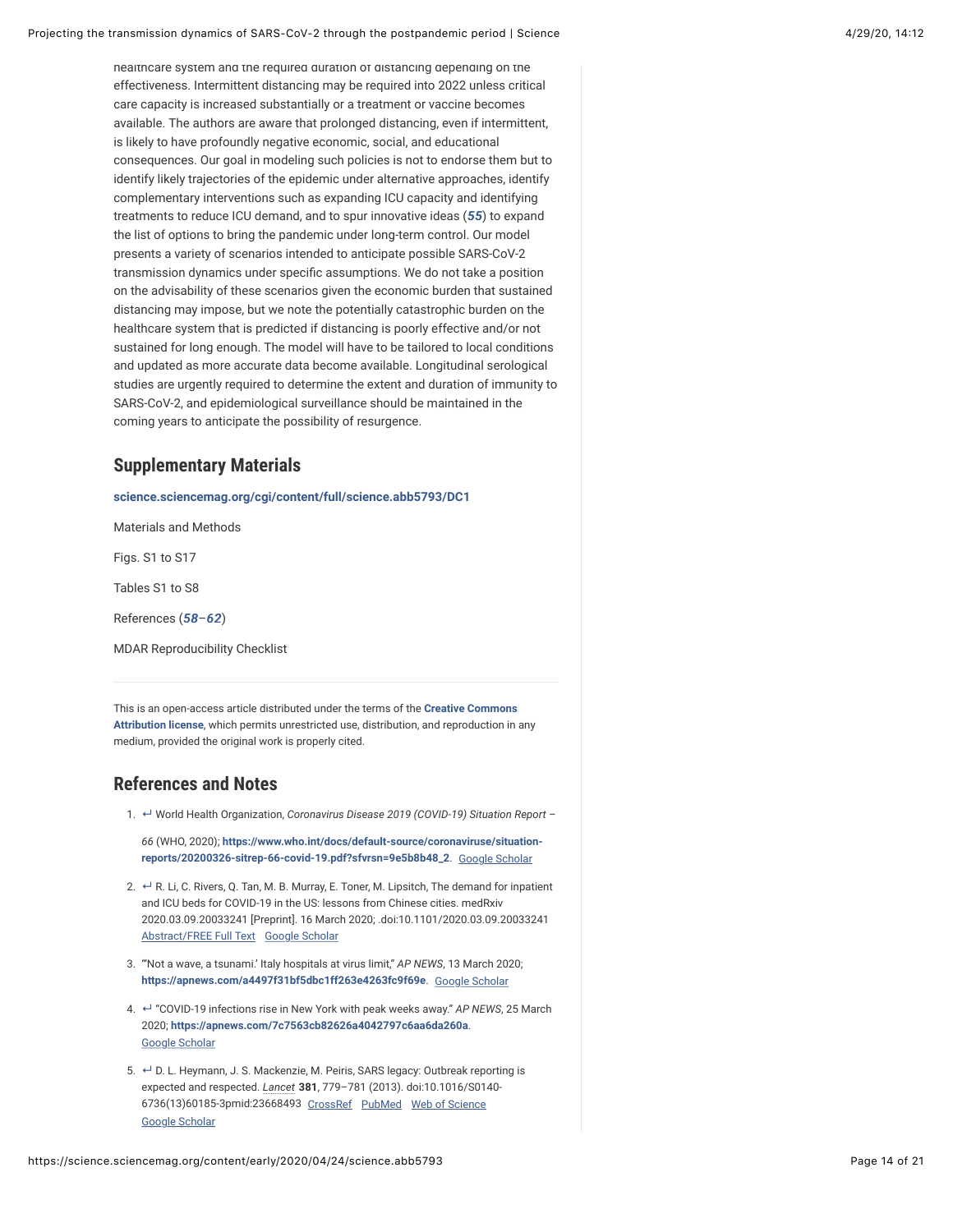healthcare system and the required duration of distancing depending on the effectiveness. Intermittent distancing may be required into 2022 unless critical care capacity is increased substantially or a treatment or vaccine becomes available. The authors are aware that prolonged distancing, even if intermittent, is likely to have profoundly negative economic, social, and educational consequences. Our goal in modeling such policies is not to endorse them but to identify likely trajectories of the epidemic under alternative approaches, identify complementary interventions such as expanding ICU capacity and identifying treatments to reduce ICU demand, and to spur innovative ideas (*55*) to expand the list of options to bring the pandemic under long-term control. Our model presents a variety of scenarios intended to anticipate possible SARS-CoV-2 transmission dynamics under specific assumptions. We do not take a position on the advisability of these scenarios given the economic burden that sustained distancing may impose, but we note the potentially catastrophic burden on the healthcare system that is predicted if distancing is poorly effective and/or not sustained for long enough. The model will have to be tailored to local conditions and updated as more accurate data become available. Longitudinal serological studies are urgently required to determine the extent and duration of immunity to SARS-CoV-2, and epidemiological surveillance should be maintained in the coming years to anticipate the possibility of resurgence.

## Supplementary Materials

**science.sciencemag.org/cgi/content/full/science.abb5793/DC1**

Materials and Methods

Figs. S1 to S17

Tables S1 to S8

References (*58*–*62*)

MDAR Reproducibility Checklist

---

This is an open-access article distributed under the terms of the **Creative Commons Attribution license**, which permits unrestricted use, distribution, and reproduction in any medium, provided the original work is properly cited.

## References and Notes

1. ↵ World Health Organization, *Coronavirus Disease 2019 (COVID-19) Situation Report – 66* (WHO, 2020); **https://www.who.int/docs/default-source/coronaviruse/situation-reports/20200326-sitrep-66-covid-19.pdf?sfvrsn=9e5b8b48_2**. Google Scholar
2. ↵ R. Li, C. Rivers, Q. Tan, M. B. Murray, E. Toner, M. Lipsitch, The demand for inpatient and ICU beds for COVID-19 in the US: lessons from Chinese cities. medRxiv 2020.03.09.20033241 [Preprint]. 16 March 2020; .doi:10.1101/2020.03.09.20033241 Abstract/FREE Full Text Google Scholar
3. "'Not a wave, a tsunami.' Italy hospitals at virus limit," *AP NEWS*, 13 March 2020; **https://apnews.com/a4497f31bf5dbc1ff263e4263fc9f69e**. Google Scholar
4. ↵ "COVID-19 infections rise in New York with peak weeks away." *AP NEWS*, 25 March 2020; **https://apnews.com/7c7563cb82626a4042797c6aa6da260a**. Google Scholar
5. ↵ D. L. Heymann, J. S. Mackenzie, M. Peiris, SARS legacy: Outbreak reporting is expected and respected. *Lancet* **381**, 779–781 (2013). doi:10.1016/S0140-6736(13)60185-3pmid:23668493 CrossRef PubMed Web of Science Google Scholar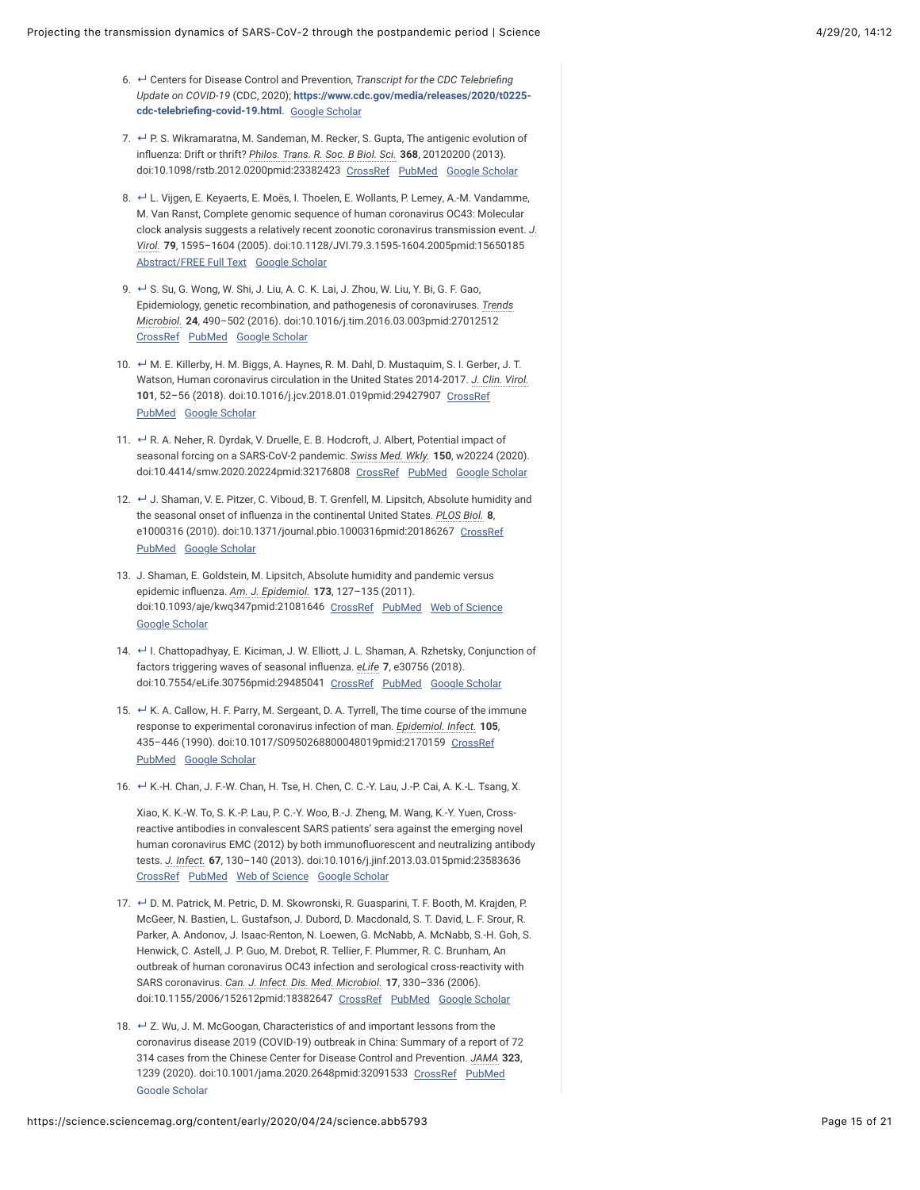6. ↵ Centers for Disease Control and Prevention, *Transcript for the CDC Telebriefing Update on COVID-19* (CDC, 2020); **https://www.cdc.gov/media/releases/2020/t0225-cdc-telebriefing-covid-19.html**. Google Scholar

7. ↵ P. S. Wikramaratna, M. Sandeman, M. Recker, S. Gupta, The antigenic evolution of influenza: Drift or thrift? *Philos. Trans. R. Soc. B Biol. Sci.* **368**, 20120200 (2013). doi:10.1098/rstb.2012.0200pmid:23382423 CrossRef PubMed Google Scholar

8. ↵ L. Vijgen, E. Keyaerts, E. Moës, I. Thoelen, E. Wollants, P. Lemey, A.-M. Vandamme, M. Van Ranst, Complete genomic sequence of human coronavirus OC43: Molecular clock analysis suggests a relatively recent zoonotic coronavirus transmission event. *J. Virol.* **79**, 1595–1604 (2005). doi:10.1128/JVI.79.3.1595-1604.2005pmid:15650185 Abstract/FREE Full Text Google Scholar

9. ↵ S. Su, G. Wong, W. Shi, J. Liu, A. C. K. Lai, J. Zhou, W. Liu, Y. Bi, G. F. Gao, Epidemiology, genetic recombination, and pathogenesis of coronaviruses. *Trends Microbiol.* **24**, 490–502 (2016). doi:10.1016/j.tim.2016.03.003pmid:27012512 CrossRef PubMed Google Scholar

10. ↵ M. E. Killerby, H. M. Biggs, A. Haynes, R. M. Dahl, D. Mustaquim, S. I. Gerber, J. T. Watson, Human coronavirus circulation in the United States 2014-2017. *J. Clin. Virol.* **101**, 52–56 (2018). doi:10.1016/j.jcv.2018.01.019pmid:29427907 CrossRef PubMed Google Scholar

11. ↵ R. A. Neher, R. Dyrdak, V. Druelle, E. B. Hodcroft, J. Albert, Potential impact of seasonal forcing on a SARS-CoV-2 pandemic. *Swiss Med. Wkly.* **150**, w20224 (2020). doi:10.4414/smw.2020.20224pmid:32176808 CrossRef PubMed Google Scholar

12. ↵ J. Shaman, V. E. Pitzer, C. Viboud, B. T. Grenfell, M. Lipsitch, Absolute humidity and the seasonal onset of influenza in the continental United States. *PLOS Biol.* **8**, e1000316 (2010). doi:10.1371/journal.pbio.1000316pmid:20186267 CrossRef PubMed Google Scholar

13. J. Shaman, E. Goldstein, M. Lipsitch, Absolute humidity and pandemic versus epidemic influenza. *Am. J. Epidemiol.* **173**, 127–135 (2011). doi:10.1093/aje/kwq347pmid:21081646 CrossRef PubMed Web of Science Google Scholar

14. ↵ I. Chattopadhyay, E. Kiciman, J. W. Elliott, J. L. Shaman, A. Rzhetsky, Conjunction of factors triggering waves of seasonal influenza. *eLife* **7**, e30756 (2018). doi:10.7554/eLife.30756pmid:29485041 CrossRef PubMed Google Scholar

15. ↵ K. A. Callow, H. F. Parry, M. Sergeant, D. A. Tyrrell, The time course of the immune response to experimental coronavirus infection of man. *Epidemiol. Infect.* **105**, 435–446 (1990). doi:10.1017/S0950268800048019pmid:2170159 CrossRef PubMed Google Scholar

16. ↵ K.-H. Chan, J. F.-W. Chan, H. Tse, H. Chen, C. C.-Y. Lau, J.-P. Cai, A. K.-L. Tsang, X. Xiao, K. K.-W. To, S. K.-P. Lau, P. C.-Y. Woo, B.-J. Zheng, M. Wang, K.-Y. Yuen, Cross-reactive antibodies in convalescent SARS patients' sera against the emerging novel human coronavirus EMC (2012) by both immunofluorescent and neutralizing antibody tests. *J. Infect.* **67**, 130–140 (2013). doi:10.1016/j.jinf.2013.03.015pmid:23583636 CrossRef PubMed Web of Science Google Scholar

17. ↵ D. M. Patrick, M. Petric, D. M. Skowronski, R. Guasparini, T. F. Booth, M. Krajden, P. McGeer, N. Bastien, L. Gustafson, J. Dubord, D. Macdonald, S. T. David, L. F. Srour, R. Parker, A. Andonov, J. Isaac-Renton, N. Loewen, G. McNabb, A. McNabb, S.-H. Goh, S. Henwick, C. Astell, J. P. Guo, M. Drebot, R. Tellier, F. Plummer, R. C. Brunham, An outbreak of human coronavirus OC43 infection and serological cross-reactivity with SARS coronavirus. *Can. J. Infect. Dis. Med. Microbiol.* **17**, 330–336 (2006). doi:10.1155/2006/152612pmid:18382647 CrossRef PubMed Google Scholar

18. ↵ Z. Wu, J. M. McGoogan, Characteristics of and important lessons from the coronavirus disease 2019 (COVID-19) outbreak in China: Summary of a report of 72 314 cases from the Chinese Center for Disease Control and Prevention. *JAMA* **323**, 1239 (2020). doi:10.1001/jama.2020.2648pmid:32091533 CrossRef PubMed Google Scholar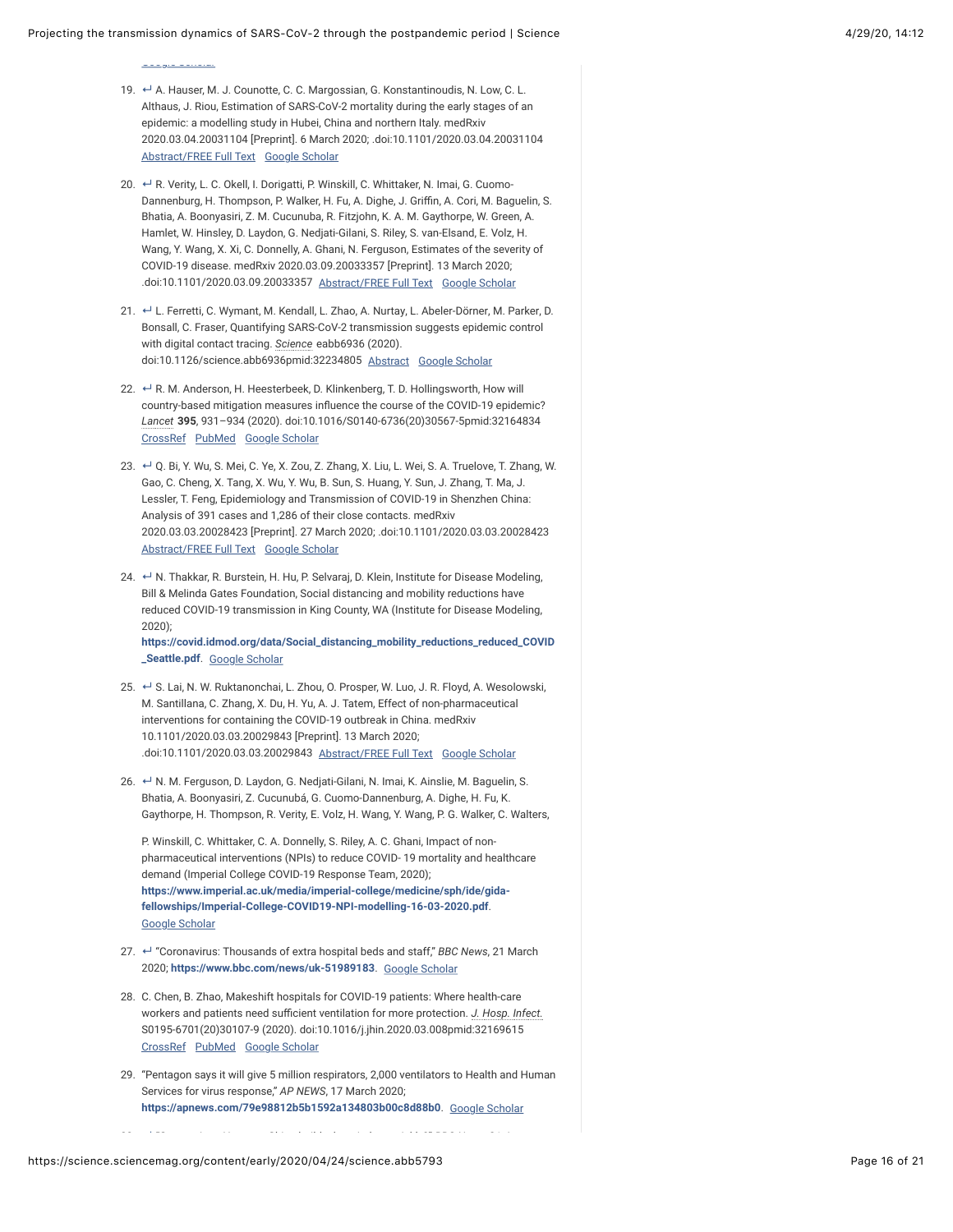19. ↵ A. Hauser, M. J. Counotte, C. C. Margossian, G. Konstantinoudis, N. Low, C. L. Althaus, J. Riou, Estimation of SARS-CoV-2 mortality during the early stages of an epidemic: a modelling study in Hubei, China and northern Italy. medRxiv 2020.03.04.20031104 [Preprint]. 6 March 2020; .doi:10.1101/2020.03.04.20031104 Abstract/FREE Full Text Google Scholar

20. ↵ R. Verity, L. C. Okell, I. Dorigatti, P. Winskill, C. Whittaker, N. Imai, G. Cuomo-Dannenburg, H. Thompson, P. Walker, H. Fu, A. Dighe, J. Griffin, A. Cori, M. Baguelin, S. Bhatia, A. Boonyasiri, Z. M. Cucunuba, R. Fitzjohn, K. A. M. Gaythorpe, W. Green, A. Hamlet, W. Hinsley, D. Laydon, G. Nedjati-Gilani, S. Riley, S. van-Elsand, E. Volz, H. Wang, Y. Wang, X. Xi, C. Donnelly, A. Ghani, N. Ferguson, Estimates of the severity of COVID-19 disease. medRxiv 2020.03.09.20033357 [Preprint]. 13 March 2020; .doi:10.1101/2020.03.09.20033357 Abstract/FREE Full Text Google Scholar

21. ↵ L. Ferretti, C. Wymant, M. Kendall, L. Zhao, A. Nurtay, L. Abeler-Dörner, M. Parker, D. Bonsall, C. Fraser, Quantifying SARS-CoV-2 transmission suggests epidemic control with digital contact tracing. *Science* eabb6936 (2020). doi:10.1126/science.abb6936pmid:32234805 Abstract Google Scholar

22. ↵ R. M. Anderson, H. Heesterbeek, D. Klinkenberg, T. D. Hollingsworth, How will country-based mitigation measures influence the course of the COVID-19 epidemic? *Lancet* **395**, 931–934 (2020). doi:10.1016/S0140-6736(20)30567-5pmid:32164834 CrossRef PubMed Google Scholar

23. ↵ Q. Bi, Y. Wu, S. Mei, C. Ye, X. Zou, Z. Zhang, X. Liu, L. Wei, S. A. Truelove, T. Zhang, W. Gao, C. Cheng, X. Tang, X. Wu, Y. Wu, B. Sun, S. Huang, Y. Sun, J. Zhang, T. Ma, J. Lessler, T. Feng, Epidemiology and Transmission of COVID-19 in Shenzhen China: Analysis of 391 cases and 1,286 of their close contacts. medRxiv 2020.03.03.20028423 [Preprint]. 27 March 2020; .doi:10.1101/2020.03.03.20028423 Abstract/FREE Full Text Google Scholar

24. ↵ N. Thakkar, R. Burstein, H. Hu, P. Selvaraj, D. Klein, Institute for Disease Modeling, Bill & Melinda Gates Foundation, Social distancing and mobility reductions have reduced COVID-19 transmission in King County, WA (Institute for Disease Modeling, 2020); **https://covid.idmod.org/data/Social_distancing_mobility_reductions_reduced_COVID_Seattle.pdf**. Google Scholar

25. ↵ S. Lai, N. W. Ruktanonchai, L. Zhou, O. Prosper, W. Luo, J. R. Floyd, A. Wesolowski, M. Santillana, C. Zhang, X. Du, H. Yu, A. J. Tatem, Effect of non-pharmaceutical interventions for containing the COVID-19 outbreak in China. medRxiv 10.1101/2020.03.03.20029843 [Preprint]. 13 March 2020; .doi:10.1101/2020.03.03.20029843 Abstract/FREE Full Text Google Scholar

26. ↵ N. M. Ferguson, D. Laydon, G. Nedjati-Gilani, N. Imai, K. Ainslie, M. Baguelin, S. Bhatia, A. Boonyasiri, Z. Cucunubá, G. Cuomo-Dannenburg, A. Dighe, H. Fu, K. Gaythorpe, H. Thompson, R. Verity, E. Volz, H. Wang, Y. Wang, P. G. Walker, C. Walters, P. Winskill, C. Whittaker, C. A. Donnelly, S. Riley, A. C. Ghani, Impact of non-pharmaceutical interventions (NPIs) to reduce COVID- 19 mortality and healthcare demand (Imperial College COVID-19 Response Team, 2020); **https://www.imperial.ac.uk/media/imperial-college/medicine/sph/ide/gida-fellowships/Imperial-College-COVID19-NPI-modelling-16-03-2020.pdf**. Google Scholar

27. ↵ "Coronavirus: Thousands of extra hospital beds and staff," *BBC News*, 21 March 2020; **https://www.bbc.com/news/uk-51989183**. Google Scholar

28. C. Chen, B. Zhao, Makeshift hospitals for COVID-19 patients: Where health-care workers and patients need sufficient ventilation for more protection. *J. Hosp. Infect.* S0195-6701(20)30107-9 (2020). doi:10.1016/j.jhin.2020.03.008pmid:32169615 CrossRef PubMed Google Scholar

29. "Pentagon says it will give 5 million respirators, 2,000 ventilators to Health and Human Services for virus response," *AP NEWS*, 17 March 2020; **https://apnews.com/79e98812b5b1592a134803b00c8d88b0**. Google Scholar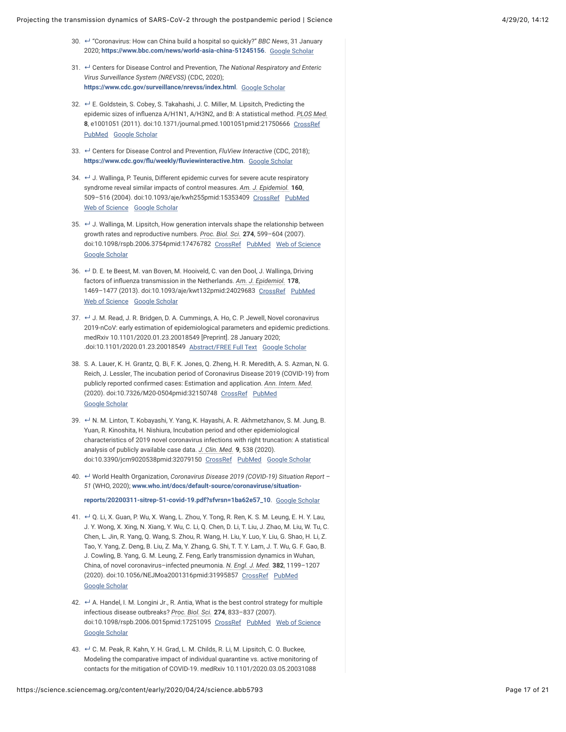30. ↵ "Coronavirus: How can China build a hospital so quickly?" *BBC News*, 31 January 2020; **https://www.bbc.com/news/world-asia-china-51245156**. Google Scholar

31. ↵ Centers for Disease Control and Prevention, *The National Respiratory and Enteric Virus Surveillance System (NREVSS)* (CDC, 2020); **https://www.cdc.gov/surveillance/nrevss/index.html**. Google Scholar

32. ↵ E. Goldstein, S. Cobey, S. Takahashi, J. C. Miller, M. Lipsitch, Predicting the epidemic sizes of influenza A/H1N1, A/H3N2, and B: A statistical method. *PLOS Med.* **8**, e1001051 (2011). doi:10.1371/journal.pmed.1001051pmid:21750666 CrossRef PubMed Google Scholar

33. ↵ Centers for Disease Control and Prevention, *FluView Interactive* (CDC, 2018); **https://www.cdc.gov/flu/weekly/fluviewinteractive.htm**. Google Scholar

34. ↵ J. Wallinga, P. Teunis, Different epidemic curves for severe acute respiratory syndrome reveal similar impacts of control measures. *Am. J. Epidemiol.* **160**, 509–516 (2004). doi:10.1093/aje/kwh255pmid:15353409 CrossRef PubMed Web of Science Google Scholar

35. ↵ J. Wallinga, M. Lipsitch, How generation intervals shape the relationship between growth rates and reproductive numbers. *Proc. Biol. Sci.* **274**, 599–604 (2007). doi:10.1098/rspb.2006.3754pmid:17476782 CrossRef PubMed Web of Science Google Scholar

36. ↵ D. E. te Beest, M. van Boven, M. Hooiveld, C. van den Dool, J. Wallinga, Driving factors of influenza transmission in the Netherlands. *Am. J. Epidemiol.* **178**, 1469–1477 (2013). doi:10.1093/aje/kwt132pmid:24029683 CrossRef PubMed Web of Science Google Scholar

37. ↵ J. M. Read, J. R. Bridgen, D. A. Cummings, A. Ho, C. P. Jewell, Novel coronavirus 2019-nCoV: early estimation of epidemiological parameters and epidemic predictions. medRxiv 10.1101/2020.01.23.20018549 [Preprint]. 28 January 2020; .doi:10.1101/2020.01.23.20018549 Abstract/FREE Full Text Google Scholar

38. S. A. Lauer, K. H. Grantz, Q. Bi, F. K. Jones, Q. Zheng, H. R. Meredith, A. S. Azman, N. G. Reich, J. Lessler, The incubation period of Coronavirus Disease 2019 (COVID-19) from publicly reported confirmed cases: Estimation and application. *Ann. Intern. Med.* (2020). doi:10.7326/M20-0504pmid:32150748 CrossRef PubMed Google Scholar

39. ↵ N. M. Linton, T. Kobayashi, Y. Yang, K. Hayashi, A. R. Akhmetzhanov, S. M. Jung, B. Yuan, R. Kinoshita, H. Nishiura, Incubation period and other epidemiological characteristics of 2019 novel coronavirus infections with right truncation: A statistical analysis of publicly available case data. *J. Clin. Med.* **9**, 538 (2020). doi:10.3390/jcm9020538pmid:32079150 CrossRef PubMed Google Scholar

40. ↵ World Health Organization, *Coronavirus Disease 2019 (COVID-19) Situation Report – 51* (WHO, 2020); **www.who.int/docs/default-source/coronaviruse/situation-reports/20200311-sitrep-51-covid-19.pdf?sfvrsn=1ba62e57_10**. Google Scholar

41. ↵ Q. Li, X. Guan, P. Wu, X. Wang, L. Zhou, Y. Tong, R. Ren, K. S. M. Leung, E. H. Y. Lau, J. Y. Wong, X. Xing, N. Xiang, Y. Wu, C. Li, Q. Chen, D. Li, T. Liu, J. Zhao, M. Liu, W. Tu, C. Chen, L. Jin, R. Yang, Q. Wang, S. Zhou, R. Wang, H. Liu, Y. Luo, Y. Liu, G. Shao, H. Li, Z. Tao, Y. Yang, Z. Deng, B. Liu, Z. Ma, Y. Zhang, G. Shi, T. T. Y. Lam, J. T. Wu, G. F. Gao, B. J. Cowling, B. Yang, G. M. Leung, Z. Feng, Early transmission dynamics in Wuhan, China, of novel coronavirus–infected pneumonia. *N. Engl. J. Med.* **382**, 1199–1207 (2020). doi:10.1056/NEJMoa2001316pmid:31995857 CrossRef PubMed Google Scholar

42. ↵ A. Handel, I. M. Longini Jr., R. Antia, What is the best control strategy for multiple infectious disease outbreaks? *Proc. Biol. Sci.* **274**, 833–837 (2007). doi:10.1098/rspb.2006.0015pmid:17251095 CrossRef PubMed Web of Science Google Scholar

43. ↵ C. M. Peak, R. Kahn, Y. H. Grad, L. M. Childs, R. Li, M. Lipsitch, C. O. Buckee, Modeling the comparative impact of individual quarantine vs. active monitoring of contacts for the mitigation of COVID-19. medRxiv 10.1101/2020.03.05.20031088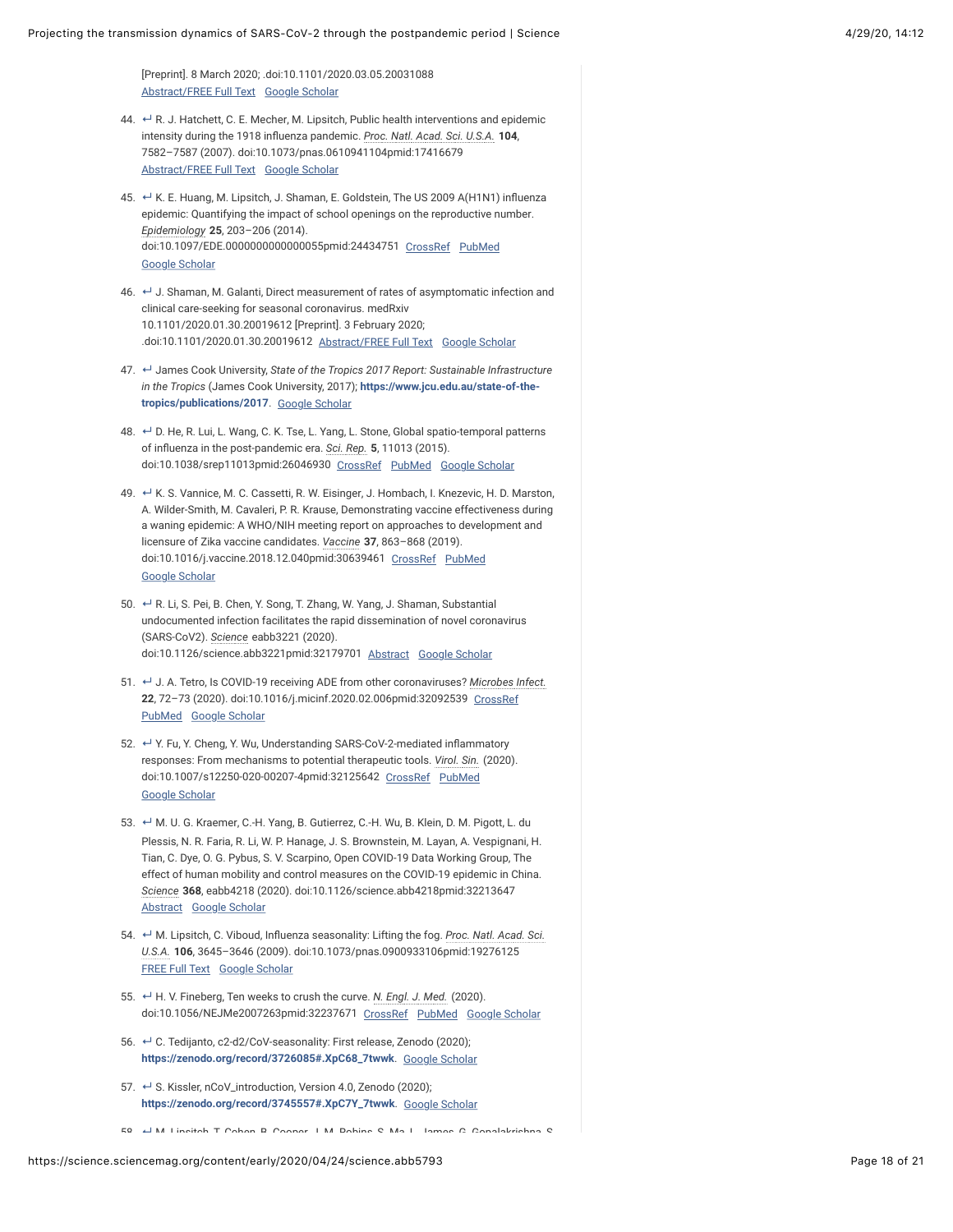[Preprint]. 8 March 2020; .doi:10.1101/2020.03.05.20031088 Abstract/FREE Full Text Google Scholar

44. ↵ R. J. Hatchett, C. E. Mecher, M. Lipsitch, Public health interventions and epidemic intensity during the 1918 influenza pandemic. *Proc. Natl. Acad. Sci. U.S.A.* **104**, 7582–7587 (2007). doi:10.1073/pnas.0610941104pmid:17416679 Abstract/FREE Full Text Google Scholar

45. ↵ K. E. Huang, M. Lipsitch, J. Shaman, E. Goldstein, The US 2009 A(H1N1) influenza epidemic: Quantifying the impact of school openings on the reproductive number. *Epidemiology* **25**, 203–206 (2014). doi:10.1097/EDE.0000000000000055pmid:24434751 CrossRef PubMed Google Scholar

46. ↵ J. Shaman, M. Galanti, Direct measurement of rates of asymptomatic infection and clinical care-seeking for seasonal coronavirus. medRxiv 10.1101/2020.01.30.20019612 [Preprint]. 3 February 2020; .doi:10.1101/2020.01.30.20019612 Abstract/FREE Full Text Google Scholar

47. ↵ James Cook University, *State of the Tropics 2017 Report: Sustainable Infrastructure in the Tropics* (James Cook University, 2017); **https://www.jcu.edu.au/state-of-the-tropics/publications/2017**. Google Scholar

48. ↵ D. He, R. Lui, L. Wang, C. K. Tse, L. Yang, L. Stone, Global spatio-temporal patterns of influenza in the post-pandemic era. *Sci. Rep.* **5**, 11013 (2015). doi:10.1038/srep11013pmid:26046930 CrossRef PubMed Google Scholar

49. ↵ K. S. Vannice, M. C. Cassetti, R. W. Eisinger, J. Hombach, I. Knezevic, H. D. Marston, A. Wilder-Smith, M. Cavaleri, P. R. Krause, Demonstrating vaccine effectiveness during a waning epidemic: A WHO/NIH meeting report on approaches to development and licensure of Zika vaccine candidates. *Vaccine* **37**, 863–868 (2019). doi:10.1016/j.vaccine.2018.12.040pmid:30639461 CrossRef PubMed Google Scholar

50. ↵ R. Li, S. Pei, B. Chen, Y. Song, T. Zhang, W. Yang, J. Shaman, Substantial undocumented infection facilitates the rapid dissemination of novel coronavirus (SARS-CoV2). *Science* eabb3221 (2020). doi:10.1126/science.abb3221pmid:32179701 Abstract Google Scholar

51. ↵ J. A. Tetro, Is COVID-19 receiving ADE from other coronaviruses? *Microbes Infect.* **22**, 72–73 (2020). doi:10.1016/j.micinf.2020.02.006pmid:32092539 CrossRef PubMed Google Scholar

52. ↵ Y. Fu, Y. Cheng, Y. Wu, Understanding SARS-CoV-2-mediated inflammatory responses: From mechanisms to potential therapeutic tools. *Virol. Sin.* (2020). doi:10.1007/s12250-020-00207-4pmid:32125642 CrossRef PubMed Google Scholar

53. ↵ M. U. G. Kraemer, C.-H. Yang, B. Gutierrez, C.-H. Wu, B. Klein, D. M. Pigott, L. du Plessis, N. R. Faria, R. Li, W. P. Hanage, J. S. Brownstein, M. Layan, A. Vespignani, H. Tian, C. Dye, O. G. Pybus, S. V. Scarpino, Open COVID-19 Data Working Group, The effect of human mobility and control measures on the COVID-19 epidemic in China. *Science* **368**, eabb4218 (2020). doi:10.1126/science.abb4218pmid:32213647 Abstract Google Scholar

54. ↵ M. Lipsitch, C. Viboud, Influenza seasonality: Lifting the fog. *Proc. Natl. Acad. Sci. U.S.A.* **106**, 3645–3646 (2009). doi:10.1073/pnas.0900933106pmid:19276125 FREE Full Text Google Scholar

55. ↵ H. V. Fineberg, Ten weeks to crush the curve. *N. Engl. J. Med.* (2020). doi:10.1056/NEJMe2007263pmid:32237671 CrossRef PubMed Google Scholar

56. ↵ C. Tedijanto, c2-d2/CoV-seasonality: First release, Zenodo (2020); **https://zenodo.org/record/3726085#.XpC68_7twwk**. Google Scholar

57. ↵ S. Kissler, nCoV_introduction, Version 4.0, Zenodo (2020); **https://zenodo.org/record/3745557#.XpC7Y_7twwk**. Google Scholar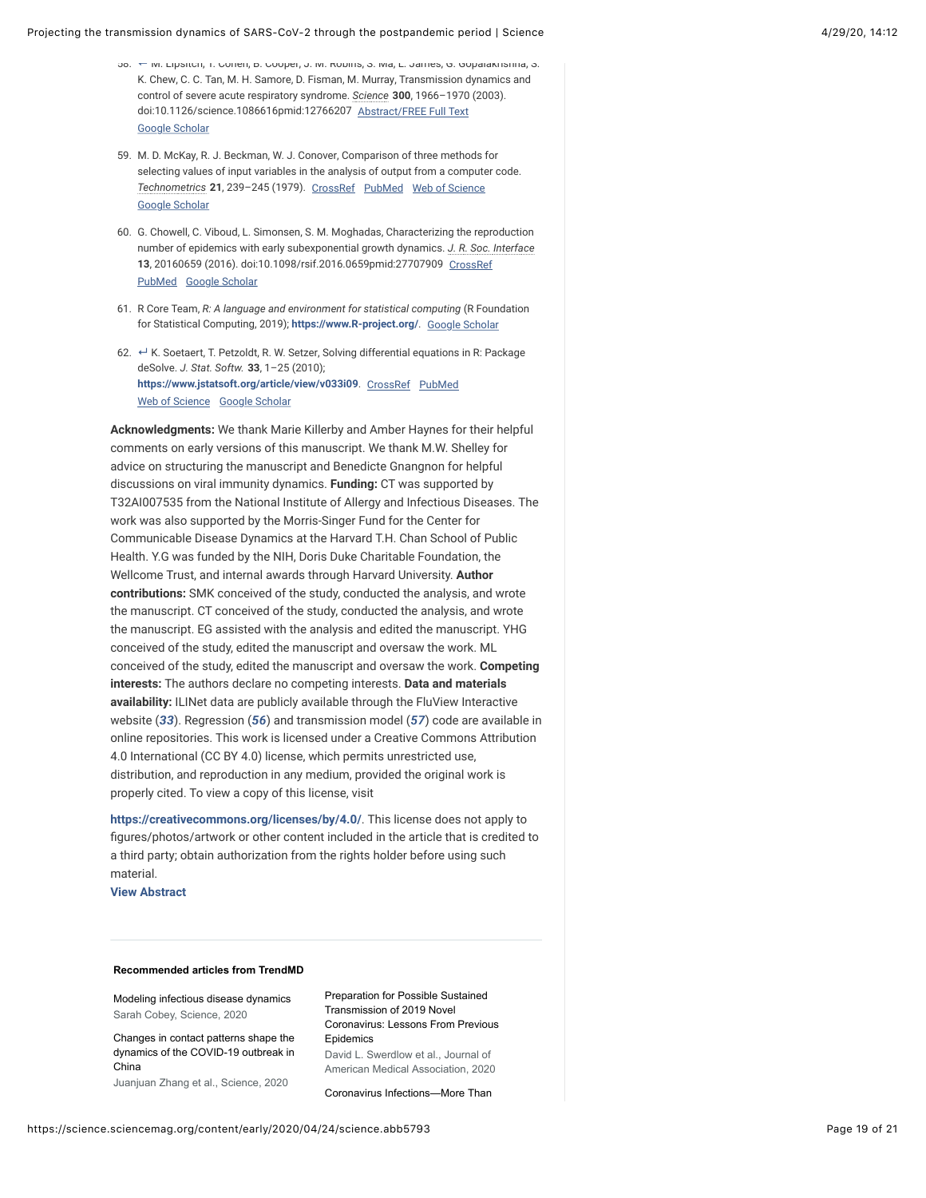58. ↵ M. Lipsitch, T. Cohen, B. Cooper, J. M. Robins, S. Ma, L. James, G. Gopalakrishna, S. K. Chew, C. C. Tan, M. H. Samore, D. Fisman, M. Murray, Transmission dynamics and control of severe acute respiratory syndrome. *Science* **300**, 1966–1970 (2003). doi:10.1126/science.1086616pmid:12766207 Abstract/FREE Full Text Google Scholar

59. M. D. McKay, R. J. Beckman, W. J. Conover, Comparison of three methods for selecting values of input variables in the analysis of output from a computer code. *Technometrics* **21**, 239–245 (1979). CrossRef PubMed Web of Science Google Scholar

60. G. Chowell, C. Viboud, L. Simonsen, S. M. Moghadas, Characterizing the reproduction number of epidemics with early subexponential growth dynamics. *J. R. Soc. Interface* **13**, 20160659 (2016). doi:10.1098/rsif.2016.0659pmid:27707909 CrossRef PubMed Google Scholar

61. R Core Team, *R: A language and environment for statistical computing* (R Foundation for Statistical Computing, 2019); **https://www.R-project.org/**. Google Scholar

62. ↵ K. Soetaert, T. Petzoldt, R. W. Setzer, Solving differential equations in R: Package deSolve. *J. Stat. Softw.* **33**, 1–25 (2010); **https://www.jstatsoft.org/article/view/v033i09**. CrossRef PubMed Web of Science Google Scholar

**Acknowledgments:** We thank Marie Killerby and Amber Haynes for their helpful comments on early versions of this manuscript. We thank M.W. Shelley for advice on structuring the manuscript and Benedicte Gnangnon for helpful discussions on viral immunity dynamics. **Funding:** CT was supported by T32AI007535 from the National Institute of Allergy and Infectious Diseases. The work was also supported by the Morris-Singer Fund for the Center for Communicable Disease Dynamics at the Harvard T.H. Chan School of Public Health. Y.G was funded by the NIH, Doris Duke Charitable Foundation, the Wellcome Trust, and internal awards through Harvard University. **Author contributions:** SMK conceived of the study, conducted the analysis, and wrote the manuscript. CT conceived of the study, conducted the analysis, and wrote the manuscript. EG assisted with the analysis and edited the manuscript. YHG conceived of the study, edited the manuscript and oversaw the work. ML conceived of the study, edited the manuscript and oversaw the work. **Competing interests:** The authors declare no competing interests. **Data and materials availability:** ILINet data are publicly available through the FluView Interactive website (***33***). Regression (***56***) and transmission model (***57***) code are available in online repositories. This work is licensed under a Creative Commons Attribution 4.0 International (CC BY 4.0) license, which permits unrestricted use, distribution, and reproduction in any medium, provided the original work is properly cited. To view a copy of this license, visit

**https://creativecommons.org/licenses/by/4.0/**. This license does not apply to figures/photos/artwork or other content included in the article that is credited to a third party; obtain authorization from the rights holder before using such material.

**View Abstract**

**Recommended articles from TrendMD**

Modeling infectious disease dynamics
Sarah Cobey, Science, 2020

Changes in contact patterns shape the dynamics of the COVID-19 outbreak in China
Juanjuan Zhang et al., Science, 2020

Preparation for Possible Sustained Transmission of 2019 Novel Coronavirus: Lessons From Previous Epidemics
David L. Swerdlow et al., Journal of American Medical Association, 2020

Coronavirus Infections—More Than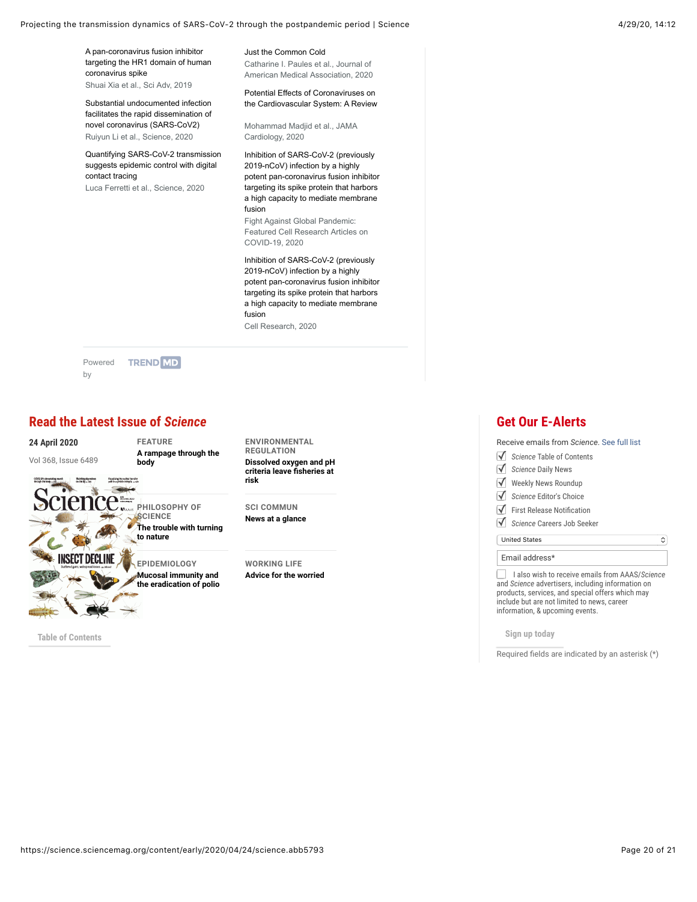A pan-coronavirus fusion inhibitor targeting the HR1 domain of human coronavirus spike
Shuai Xia et al., Sci Adv, 2019

Substantial undocumented infection facilitates the rapid dissemination of novel coronavirus (SARS-CoV2)
Ruiyun Li et al., Science, 2020

Quantifying SARS-CoV-2 transmission suggests epidemic control with digital contact tracing
Luca Ferretti et al., Science, 2020

Just the Common Cold
Catharine I. Paules et al., Journal of American Medical Association, 2020

Potential Effects of Coronaviruses on the Cardiovascular System: A Review
Mohammad Madjid et al., JAMA Cardiology, 2020

Inhibition of SARS-CoV-2 (previously 2019-nCoV) infection by a highly potent pan-coronavirus fusion inhibitor targeting its spike protein that harbors a high capacity to mediate membrane fusion
Fight Against Global Pandemic: Featured Cell Research Articles on COVID-19, 2020

Inhibition of SARS-CoV-2 (previously 2019-nCoV) infection by a highly potent pan-coronavirus fusion inhibitor targeting its spike protein that harbors a high capacity to mediate membrane fusion
Cell Research, 2020

Powered by TRENDMD

## Read the Latest Issue of *Science*

**24 April 2020**

Vol 368, Issue 6489

FEATURE
**A rampage through the body**

ENVIRONMENTAL REGULATION
**Dissolved oxygen and pH criteria leave fisheries at risk**

PHILOSOPHY OF SCIENCE
**The trouble with turning to nature**

SCI COMMUN
**News at a glance**

EPIDEMIOLOGY
**Mucosal immunity and the eradication of polio**

WORKING LIFE
**Advice for the worried**

Table of Contents

## Get Our E-Alerts

Receive emails from *Science*. See full list

- *Science* Table of Contents
- *Science* Daily News
- Weekly News Roundup
- *Science* Editor's Choice
- First Release Notification
- *Science* Careers Job Seeker

United States

Email address*

I also wish to receive emails from AAAS/*Science* and *Science* advertisers, including information on products, services, and special offers which may include but are not limited to news, career information, & upcoming events.

Sign up today

Required fields are indicated by an asterisk (*)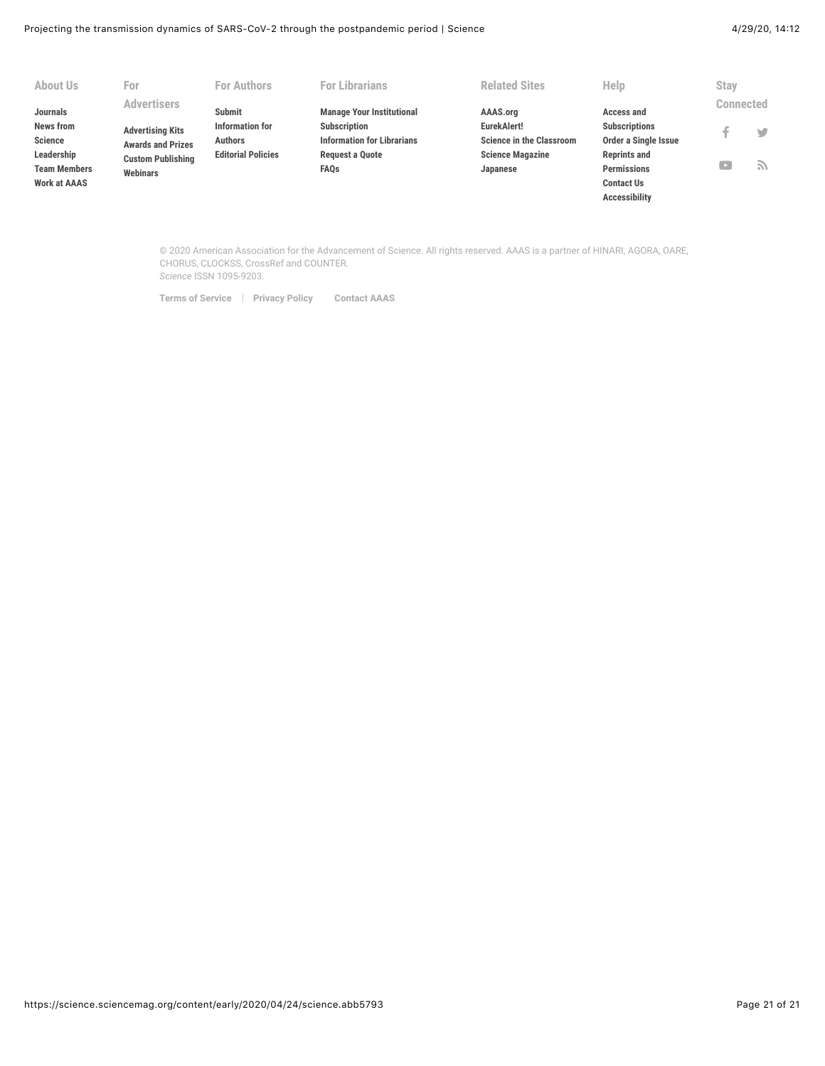**About Us**

- Journals
- News from Science
- Leadership
- Team Members
- Work at AAAS

**For Advertisers**

- Advertising Kits
- Awards and Prizes
- Custom Publishing
- Webinars

**For Authors**

- Submit
- Information for Authors
- Editorial Policies

**For Librarians**

- Manage Your Institutional Subscription
- Information for Librarians
- Request a Quote
- FAQs

**Related Sites**

- AAAS.org
- EurekAlert!
- Science in the Classroom
- Science Magazine Japanese

**Help**

- Access and Subscriptions
- Order a Single Issue
- Reprints and Permissions
- Contact Us
- Accessibility

**Stay Connected**

© 2020 American Association for the Advancement of Science. All rights reserved. AAAS is a partner of HINARI, AGORA, OARE, CHORUS, CLOCKSS, CrossRef and COUNTER.
*Science* ISSN 1095-9203.

Terms of Service | Privacy Policy    Contact AAAS